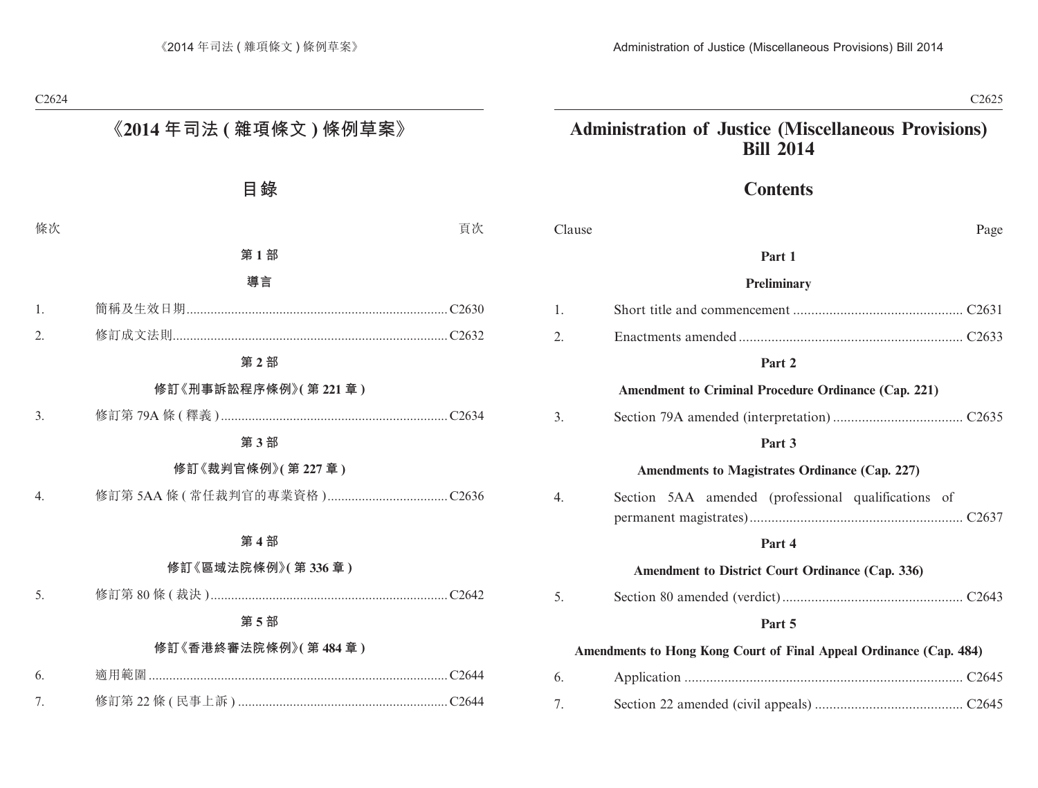# 《2014 年司法 ( 雜項條文 ) 條例草案》

## 目錄

| 條次 | | 頁次 |
|---|---|---|
| | **第 1 部** | |
| | **導言** | |
| 1. | 簡稱及生效日期 | C2630 |
| 2. | 修訂成文法則 | C2632 |
| | **第 2 部** | |
| | **修訂《刑事訴訟程序條例》( 第 221 章 )** | |
| 3. | 修訂第 79A 條 ( 釋義 ) | C2634 |
| | **第 3 部** | |
| | **修訂《裁判官條例》( 第 227 章 )** | |
| 4. | 修訂第 5AA 條 ( 常任裁判官的專業資格 ) | C2636 |
| | **第 4 部** | |
| | **修訂《區域法院條例》( 第 336 章 )** | |
| 5. | 修訂第 80 條 ( 裁決 ) | C2642 |
| | **第 5 部** | |
| | **修訂《香港終審法院條例》( 第 484 章 )** | |
| 6. | 適用範圍 | C2644 |
| 7. | 修訂第 22 條 ( 民事上訴 ) | C2644 |

# Administration of Justice (Miscellaneous Provisions) Bill 2014

## Contents

| Clause | | Page |
|---|---|---|
| | **Part 1** | |
| | **Preliminary** | |
| 1. | Short title and commencement | C2631 |
| 2. | Enactments amended | C2633 |
| | **Part 2** | |
| | **Amendment to Criminal Procedure Ordinance (Cap. 221)** | |
| 3. | Section 79A amended (interpretation) | C2635 |
| | **Part 3** | |
| | **Amendments to Magistrates Ordinance (Cap. 227)** | |
| 4. | Section 5AA amended (professional qualifications of permanent magistrates) | C2637 |
| | **Part 4** | |
| | **Amendment to District Court Ordinance (Cap. 336)** | |
| 5. | Section 80 amended (verdict) | C2643 |
| | **Part 5** | |
| | **Amendments to Hong Kong Court of Final Appeal Ordinance (Cap. 484)** | |
| 6. | Application | C2645 |
| 7. | Section 22 amended (civil appeals) | C2645 |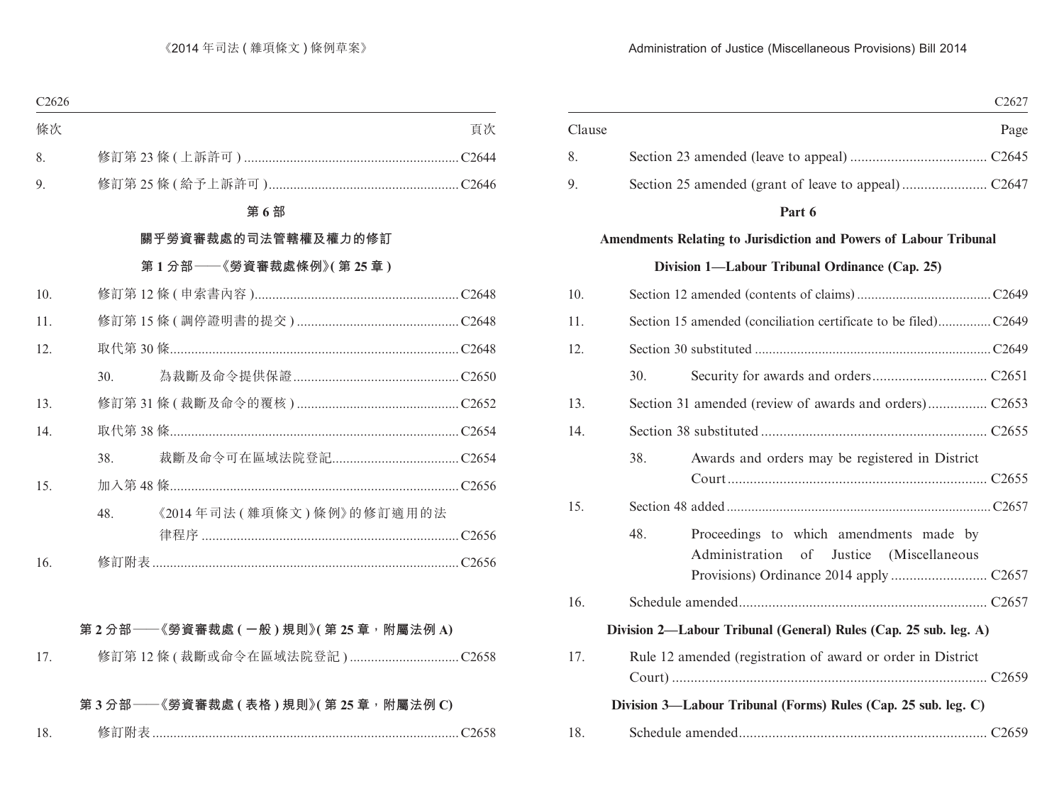| 條次 | | 頁次 |
|---|---|---|
| 8. | 修訂第23條(上訴許可) | C2644 |
| 9. | 修訂第25條(給予上訴許可) | C2646 |

**第6部**

**關乎勞資審裁處的司法管轄權及權力的修訂**

**第1分部——《勞資審裁處條例》(第25章)**

| | | |
|---|---|---|
| 10. | 修訂第12條(申索書內容) | C2648 |
| 11. | 修訂第15條(調停證明書的提交) | C2648 |
| 12. | 取代第30條 | C2648 |
| | 30. 為裁斷及命令提供保證 | C2650 |
| 13. | 修訂第31條(裁斷及命令的覆核) | C2652 |
| 14. | 取代第38條 | C2654 |
| | 38. 裁斷及命令可在區域法院登記 | C2654 |
| 15. | 加入第48條 | C2656 |
| | 48. 《2014年司法(雜項條文)條例》的修訂適用的法律程序 | C2656 |
| 16. | 修訂附表 | C2656 |

**第2分部——《勞資審裁處(一般)規則》(第25章,附屬法例A)**

| | | |
|---|---|---|
| 17. | 修訂第12條(裁斷或命令在區域法院登記) | C2658 |

**第3分部——《勞資審裁處(表格)規則》(第25章,附屬法例C)**

| | | |
|---|---|---|
| 18. | 修訂附表 | C2658 |

| Clause | | Page |
|---|---|---|
| 8. | Section 23 amended (leave to appeal) | C2645 |
| 9. | Section 25 amended (grant of leave to appeal) | C2647 |

**Part 6**

**Amendments Relating to Jurisdiction and Powers of Labour Tribunal**

**Division 1—Labour Tribunal Ordinance (Cap. 25)**

| | | |
|---|---|---|
| 10. | Section 12 amended (contents of claims) | C2649 |
| 11. | Section 15 amended (conciliation certificate to be filed) | C2649 |
| 12. | Section 30 substituted | C2649 |
| | 30. Security for awards and orders | C2651 |
| 13. | Section 31 amended (review of awards and orders) | C2653 |
| 14. | Section 38 substituted | C2655 |
| | 38. Awards and orders may be registered in District Court | C2655 |
| 15. | Section 48 added | C2657 |
| | 48. Proceedings to which amendments made by Administration of Justice (Miscellaneous Provisions) Ordinance 2014 apply | C2657 |
| 16. | Schedule amended | C2657 |

**Division 2—Labour Tribunal (General) Rules (Cap. 25 sub. leg. A)**

| | | |
|---|---|---|
| 17. | Rule 12 amended (registration of award or order in District Court) | C2659 |

**Division 3—Labour Tribunal (Forms) Rules (Cap. 25 sub. leg. C)**

| | | |
|---|---|---|
| 18. | Schedule amended | C2659 |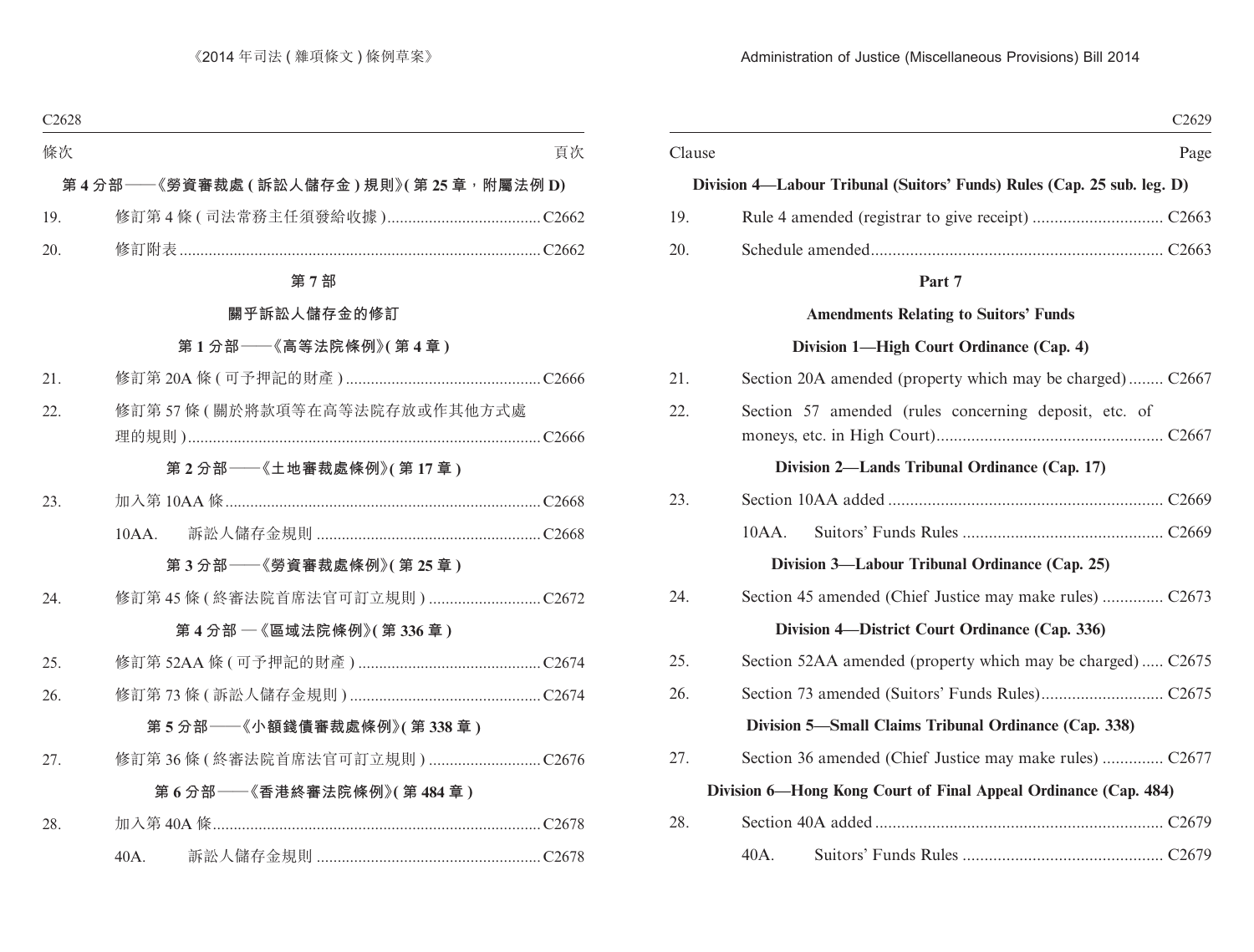| 條次 | | 頁次 |
|---|---|---|
| **第 4 分部——《勞資審裁處 ( 訴訟人儲存金 ) 規則》( 第 25 章，附屬法例 D)** | | |
| 19. | 修訂第 4 條 ( 司法常務主任須發給收據 ) | C2662 |
| 20. | 修訂附表 | C2662 |
| **第 7 部** | | |
| **關乎訴訟人儲存金的修訂** | | |
| **第 1 分部——《高等法院條例》( 第 4 章 )** | | |
| 21. | 修訂第 20A 條 ( 可予押記的財產 ) | C2666 |
| 22. | 修訂第 57 條 ( 關於將款項等在高等法院存放或作其他方式處理的規則 ) | C2666 |
| **第 2 分部——《土地審裁處條例》( 第 17 章 )** | | |
| 23. | 加入第 10AA 條 | C2668 |
| | 10AA. 訴訟人儲存金規則 | C2668 |
| **第 3 分部——《勞資審裁處條例》( 第 25 章 )** | | |
| 24. | 修訂第 45 條 ( 終審法院首席法官可訂立規則 ) | C2672 |
| **第 4 分部 —《區域法院條例》( 第 336 章 )** | | |
| 25. | 修訂第 52AA 條 ( 可予押記的財產 ) | C2674 |
| 26. | 修訂第 73 條 ( 訴訟人儲存金規則 ) | C2674 |
| **第 5 分部——《小額錢債審裁處條例》( 第 338 章 )** | | |
| 27. | 修訂第 36 條 ( 終審法院首席法官可訂立規則 ) | C2676 |
| **第 6 分部——《香港終審法院條例》( 第 484 章 )** | | |
| 28. | 加入第 40A 條 | C2678 |
| | 40A. 訴訟人儲存金規則 | C2678 |

| Clause | | Page |
|---|---|---|
| **Division 4—Labour Tribunal (Suitors' Funds) Rules (Cap. 25 sub. leg. D)** | | |
| 19. | Rule 4 amended (registrar to give receipt) | C2663 |
| 20. | Schedule amended | C2663 |
| **Part 7** | | |
| **Amendments Relating to Suitors' Funds** | | |
| **Division 1—High Court Ordinance (Cap. 4)** | | |
| 21. | Section 20A amended (property which may be charged) | C2667 |
| 22. | Section 57 amended (rules concerning deposit, etc. of moneys, etc. in High Court) | C2667 |
| **Division 2—Lands Tribunal Ordinance (Cap. 17)** | | |
| 23. | Section 10AA added | C2669 |
| | 10AA. Suitors' Funds Rules | C2669 |
| **Division 3—Labour Tribunal Ordinance (Cap. 25)** | | |
| 24. | Section 45 amended (Chief Justice may make rules) | C2673 |
| **Division 4—District Court Ordinance (Cap. 336)** | | |
| 25. | Section 52AA amended (property which may be charged) | C2675 |
| 26. | Section 73 amended (Suitors' Funds Rules) | C2675 |
| **Division 5—Small Claims Tribunal Ordinance (Cap. 338)** | | |
| 27. | Section 36 amended (Chief Justice may make rules) | C2677 |
| **Division 6—Hong Kong Court of Final Appeal Ordinance (Cap. 484)** | | |
| 28. | Section 40A added | C2679 |
| | 40A. Suitors' Funds Rules | C2679 |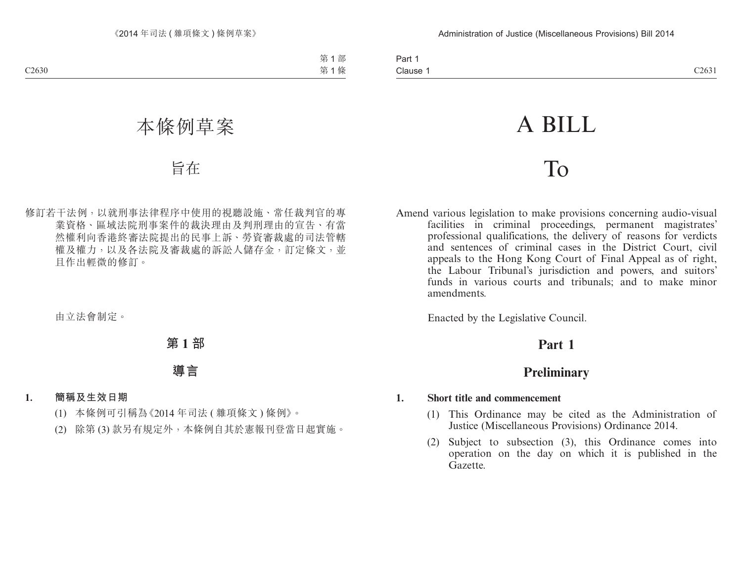# 本條例草案

# 旨在

修訂若干法例，以就刑事法律程序中使用的視聽設施、常任裁判官的專業資格、區域法院刑事案件的裁決理由及判刑理由的宣告、有當然權利向香港終審法院提出的民事上訴、勞資審裁處的司法管轄權及權力，以及各法院及審裁處的訴訟人儲存金，訂定條文，並且作出輕微的修訂。

由立法會制定。

## 第 1 部

## 導言

**1. 簡稱及生效日期**

(1) 本條例可引稱為《2014 年司法 ( 雜項條文 ) 條例》。

(2) 除第 (3) 款另有規定外，本條例自其於憲報刊登當日起實施。

# A BILL

# To

Amend various legislation to make provisions concerning audio-visual facilities in criminal proceedings, permanent magistrates' professional qualifications, the delivery of reasons for verdicts and sentences of criminal cases in the District Court, civil appeals to the Hong Kong Court of Final Appeal as of right, the Labour Tribunal's jurisdiction and powers, and suitors' funds in various courts and tribunals; and to make minor amendments.

Enacted by the Legislative Council.

## Part 1

## Preliminary

**1. Short title and commencement**

(1) This Ordinance may be cited as the Administration of Justice (Miscellaneous Provisions) Ordinance 2014.

(2) Subject to subsection (3), this Ordinance comes into operation on the day on which it is published in the Gazette.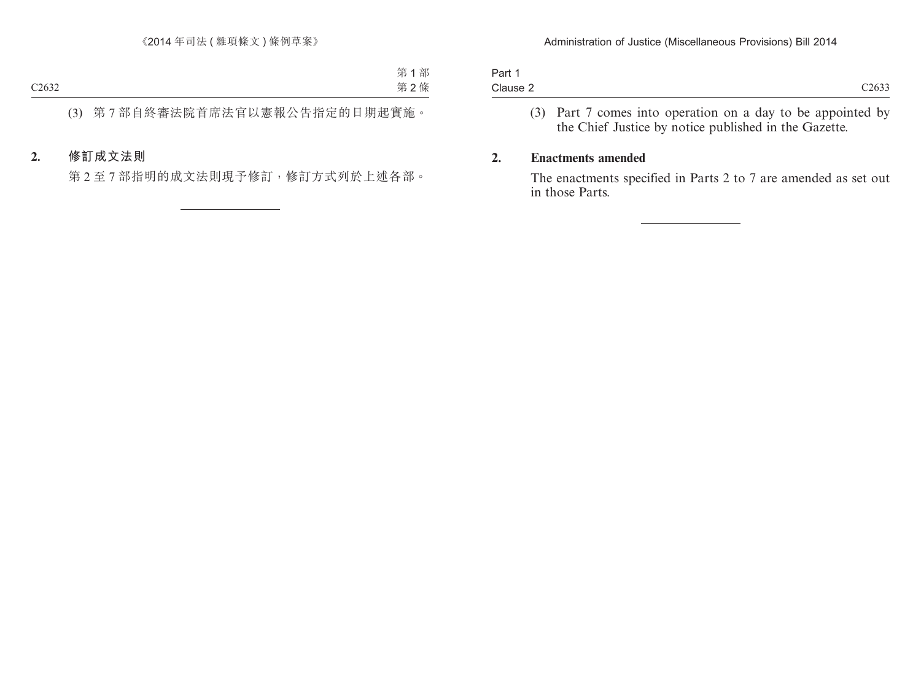(3) 第 7 部自終審法院首席法官以憲報公告指定的日期起實施。

**2. 修訂成文法則**

第 2 至 7 部指明的成文法則現予修訂，修訂方式列於上述各部。

---

(3) Part 7 comes into operation on a day to be appointed by the Chief Justice by notice published in the Gazette.

**2. Enactments amended**

The enactments specified in Parts 2 to 7 are amended as set out in those Parts.

---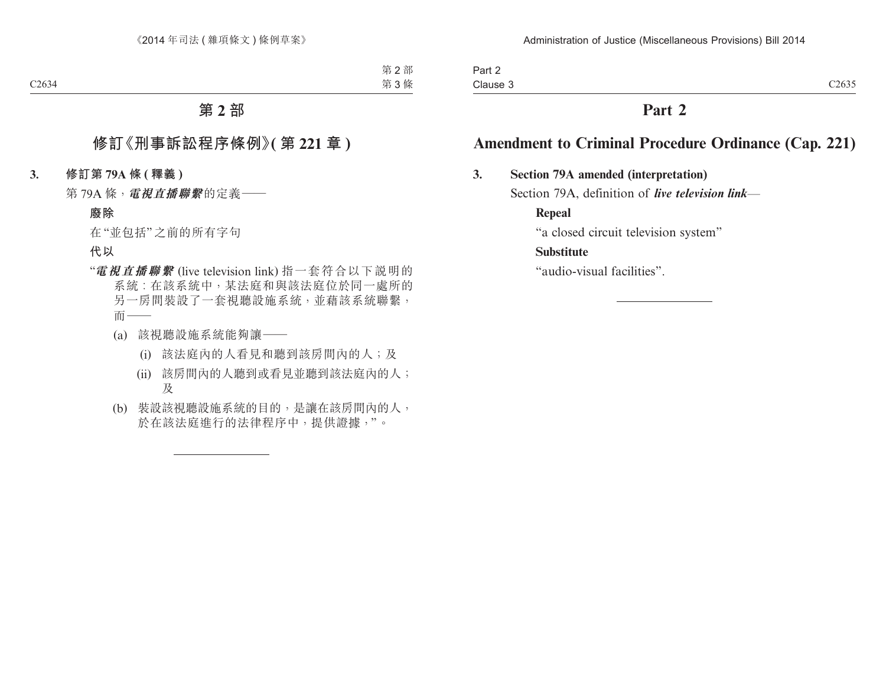# 第 2 部

## 修訂《刑事訴訟程序條例》(第 221 章)

**3. 修訂第 79A 條 (釋義)**

第 79A 條，***電視直播聯繫***的定義——

**廢除**

在“並包括”之前的所有字句

**代以**

“***電視直播聯繫*** (live television link) 指一套符合以下說明的系統：在該系統中，某法庭和與該法庭位於同一處所的另一房間裝設了一套視聽設施系統，並藉該系統聯繫，而——

(a) 該視聽設施系統能夠讓——

(i) 該法庭內的人看見和聽到該房間內的人；及

(ii) 該房間內的人聽到或看見並聽到該法庭內的人；及

(b) 裝設該視聽設施系統的目的，是讓在該房間內的人，於在該法庭進行的法律程序中，提供證據，”。

---

# Part 2

## Amendment to Criminal Procedure Ordinance (Cap. 221)

**3. Section 79A amended (interpretation)**

Section 79A, definition of ***live television link***—

**Repeal**

“a closed circuit television system”

**Substitute**

“audio-visual facilities”.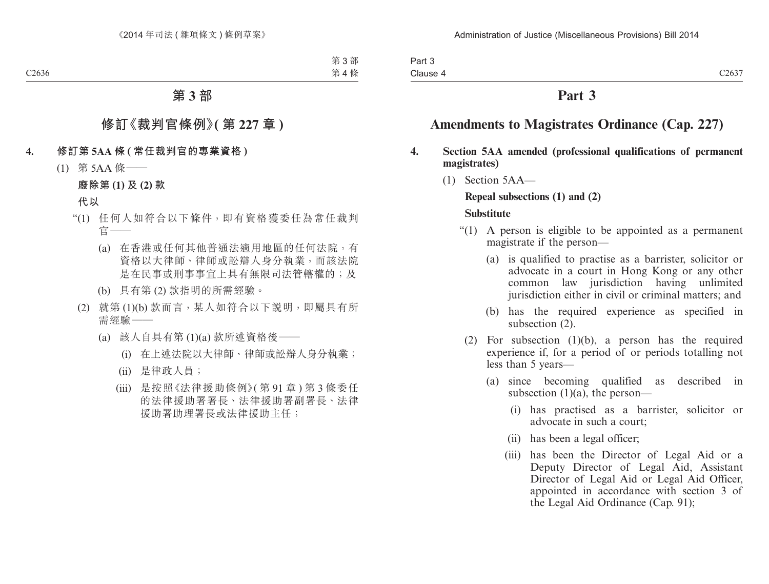# 第 3 部

## 修訂《裁判官條例》(第 227 章)

**4. 修訂第 5AA 條 (常任裁判官的專業資格)**

(1) 第 5AA 條——

**廢除第 (1) 及 (2) 款**

**代以**

"(1) 任何人如符合以下條件，即有資格獲委任為常任裁判官——

(a) 在香港或任何其他普通法適用地區的任何法院，有資格以大律師、律師或訟辯人身分執業，而該法院是在民事或刑事事宜上具有無限司法管轄權的；及

(b) 具有第 (2) 款指明的所需經驗。

(2) 就第 (1)(b) 款而言，某人如符合以下說明，即屬具有所需經驗——

(a) 該人自具有第 (1)(a) 款所述資格後——

(i) 在上述法院以大律師、律師或訟辯人身分執業；

(ii) 是律政人員；

(iii) 是按照《法律援助條例》(第 91 章) 第 3 條委任的法律援助署署長、法律援助署副署長、法律援助署助理署長或法律援助主任；

# Part 3

## Amendments to Magistrates Ordinance (Cap. 227)

**4. Section 5AA amended (professional qualifications of permanent magistrates)**

(1) Section 5AA—

**Repeal subsections (1) and (2)**

**Substitute**

"(1) A person is eligible to be appointed as a permanent magistrate if the person—

(a) is qualified to practise as a barrister, solicitor or advocate in a court in Hong Kong or any other common law jurisdiction having unlimited jurisdiction either in civil or criminal matters; and

(b) has the required experience as specified in subsection (2).

(2) For subsection (1)(b), a person has the required experience if, for a period of or periods totalling not less than 5 years—

(a) since becoming qualified as described in subsection (1)(a), the person—

(i) has practised as a barrister, solicitor or advocate in such a court;

(ii) has been a legal officer;

(iii) has been the Director of Legal Aid or a Deputy Director of Legal Aid, Assistant Director of Legal Aid or Legal Aid Officer, appointed in accordance with section 3 of the Legal Aid Ordinance (Cap. 91);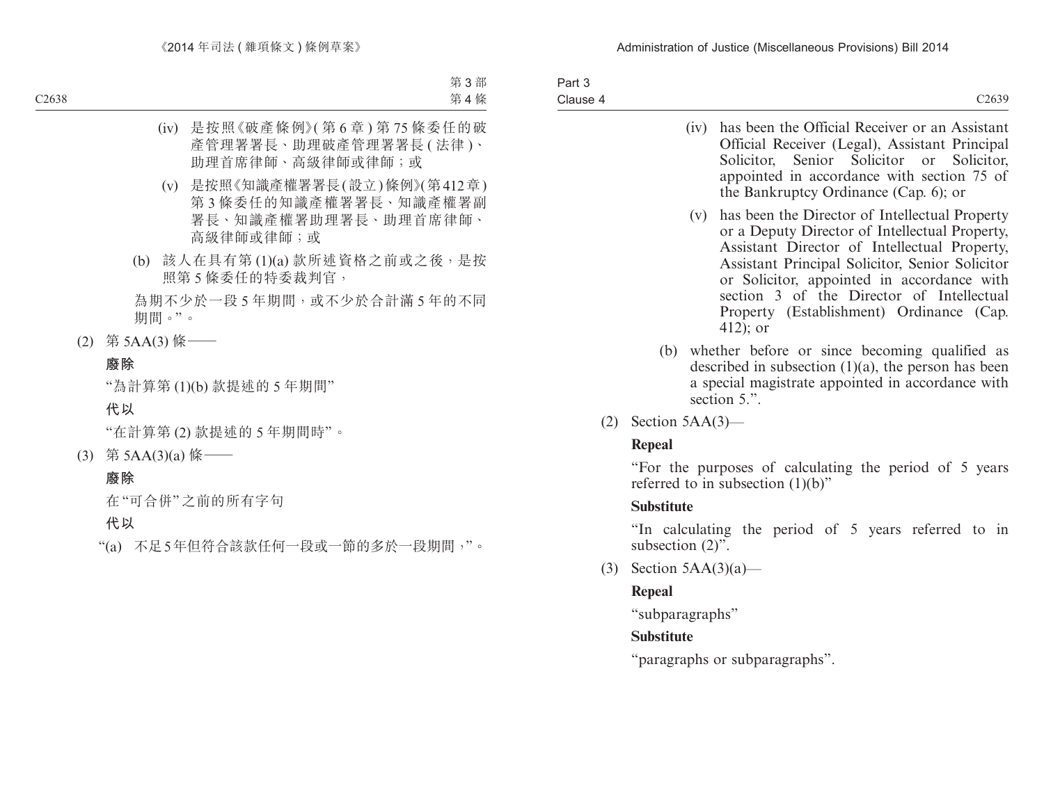(iv) 是按照《破產條例》(第 6 章) 第 75 條委任的破產管理署署長、助理破產管理署署長 (法律)、助理首席律師、高級律師或律師；或

(v) 是按照《知識產權署署長 (設立) 條例》(第 412 章) 第 3 條委任的知識產權署署長、知識產權署副署長、知識產權署助理署長、助理首席律師、高級律師或律師；或

(b) 該人在具有第 (1)(a) 款所述資格之前或之後，是按照第 5 條委任的特委裁判官，

為期不少於一段 5 年期間，或不少於合計滿 5 年的不同期間。”。

(2) 第 5AA(3) 條——

**廢除**

“為計算第 (1)(b) 款提述的 5 年期間”

**代以**

“在計算第 (2) 款提述的 5 年期間時”。

(3) 第 5AA(3)(a) 條——

**廢除**

在“可合併”之前的所有字句

**代以**

“(a) 不足 5 年但符合該款任何一段或一節的多於一段期間，”。

(iv) has been the Official Receiver or an Assistant Official Receiver (Legal), Assistant Principal Solicitor, Senior Solicitor or Solicitor, appointed in accordance with section 75 of the Bankruptcy Ordinance (Cap. 6); or

(v) has been the Director of Intellectual Property or a Deputy Director of Intellectual Property, Assistant Director of Intellectual Property, Assistant Principal Solicitor, Senior Solicitor or Solicitor, appointed in accordance with section 3 of the Director of Intellectual Property (Establishment) Ordinance (Cap. 412); or

(b) whether before or since becoming qualified as described in subsection (1)(a), the person has been a special magistrate appointed in accordance with section 5.”.

(2) Section 5AA(3)—

**Repeal**

“For the purposes of calculating the period of 5 years referred to in subsection (1)(b)”

**Substitute**

“In calculating the period of 5 years referred to in subsection (2)”.

(3) Section 5AA(3)(a)—

**Repeal**

“subparagraphs”

**Substitute**

“paragraphs or subparagraphs”.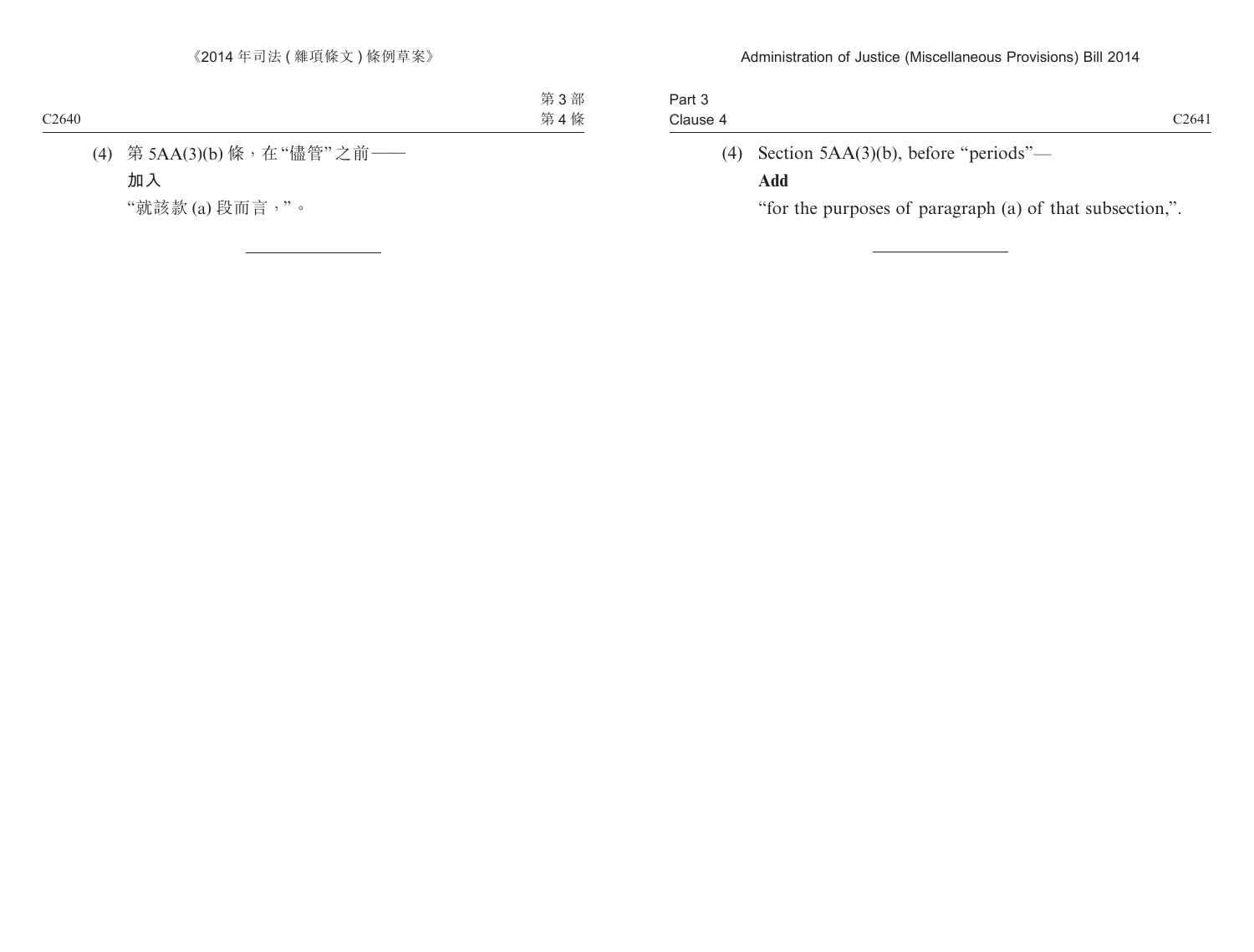(4) 第 5AA(3)(b) 條，在“儘管”之前——

**加入**

“就該款 (a) 段而言，”。

---

(4) Section 5AA(3)(b), before “periods”—

**Add**

“for the purposes of paragraph (a) of that subsection,”.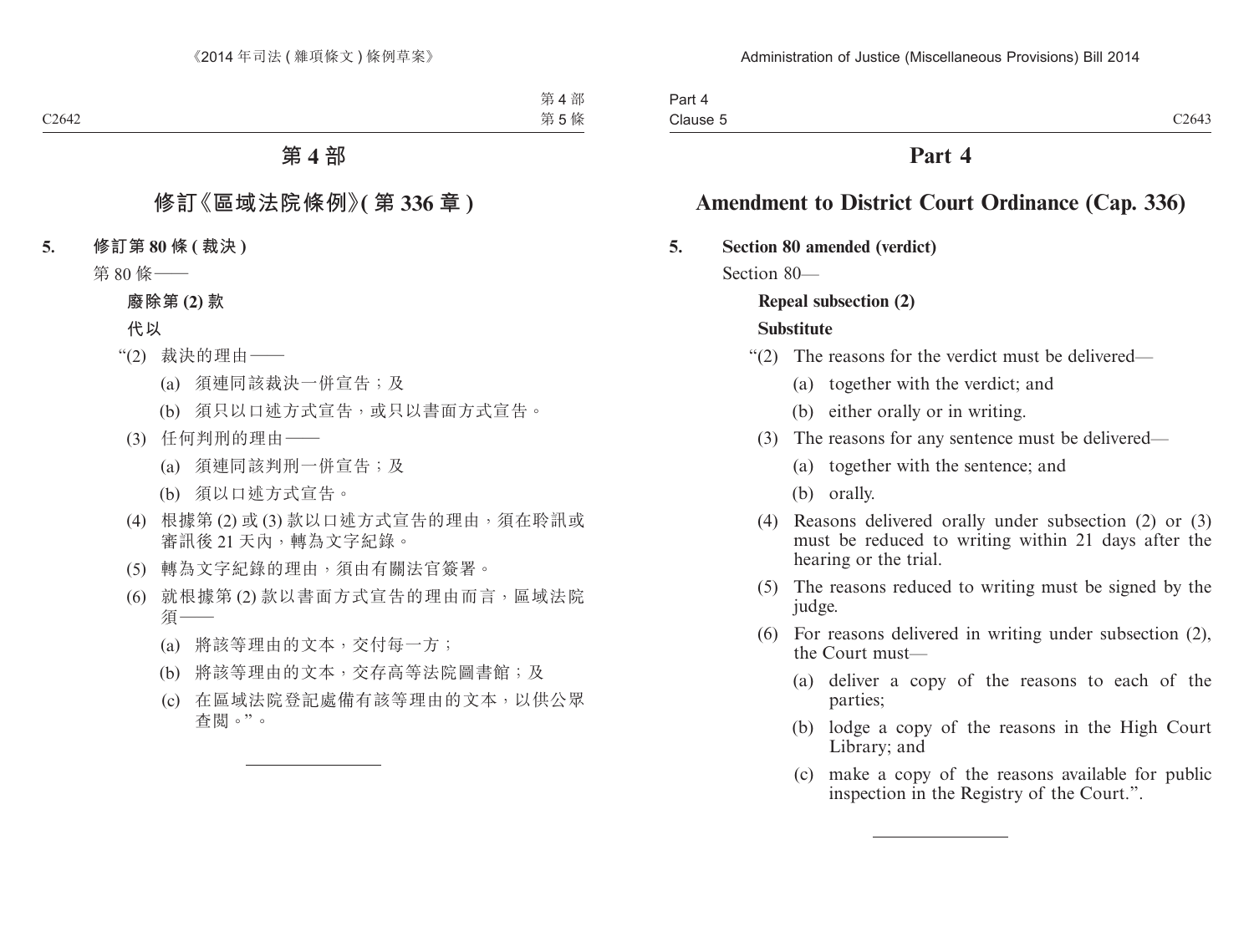# 第 4 部

## 修訂《區域法院條例》(第 336 章)

**5. 修訂第 80 條 (裁決)**

第 80 條——

**廢除第 (2) 款**

**代以**

“(2) 裁決的理由——

(a) 須連同該裁決一併宣告;及

(b) 須只以口述方式宣告,或只以書面方式宣告。

(3) 任何判刑的理由——

(a) 須連同該判刑一併宣告;及

(b) 須以口述方式宣告。

(4) 根據第 (2) 或 (3) 款以口述方式宣告的理由,須在聆訊或審訊後 21 天內,轉為文字紀錄。

(5) 轉為文字紀錄的理由,須由有關法官簽署。

(6) 就根據第 (2) 款以書面方式宣告的理由而言,區域法院須——

(a) 將該等理由的文本,交付每一方;

(b) 將該等理由的文本,交存高等法院圖書館;及

(c) 在區域法院登記處備有該等理由的文本,以供公眾查閱。”。

# Part 4

## Amendment to District Court Ordinance (Cap. 336)

**5. Section 80 amended (verdict)**

Section 80—

**Repeal subsection (2)**

**Substitute**

“(2) The reasons for the verdict must be delivered—

(a) together with the verdict; and

(b) either orally or in writing.

(3) The reasons for any sentence must be delivered—

(a) together with the sentence; and

(b) orally.

(4) Reasons delivered orally under subsection (2) or (3) must be reduced to writing within 21 days after the hearing or the trial.

(5) The reasons reduced to writing must be signed by the judge.

(6) For reasons delivered in writing under subsection (2), the Court must—

(a) deliver a copy of the reasons to each of the parties;

(b) lodge a copy of the reasons in the High Court Library; and

(c) make a copy of the reasons available for public inspection in the Registry of the Court.”.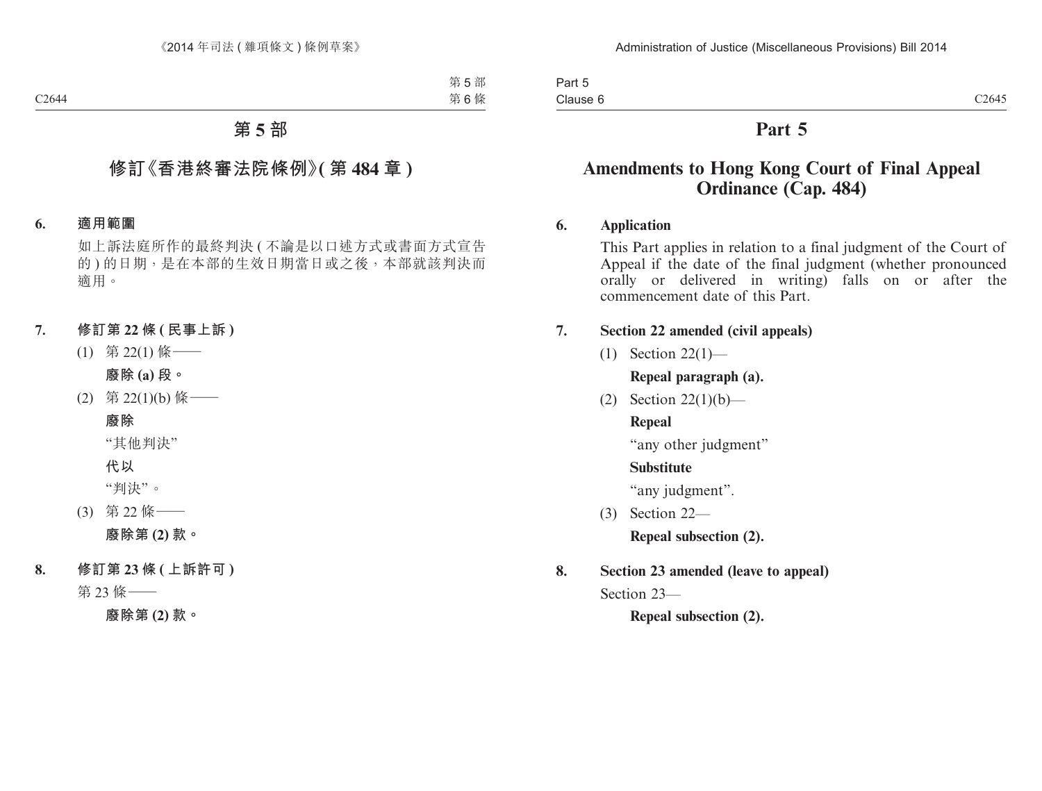# 第 5 部

## 修訂《香港終審法院條例》(第 484 章)

**6. 適用範圍**

如上訴法庭所作的最終判決 (不論是以口述方式或書面方式宣告的) 的日期，是在本部的生效日期當日或之後，本部就該判決而適用。

**7. 修訂第 22 條 (民事上訴)**

(1) 第 22(1) 條——

**廢除 (a) 段。**

(2) 第 22(1)(b) 條——

**廢除**

“其他判決”

**代以**

“判決”。

(3) 第 22 條——

**廢除第 (2) 款。**

**8. 修訂第 23 條 (上訴許可)**

第 23 條——

**廢除第 (2) 款。**

# Part 5

## Amendments to Hong Kong Court of Final Appeal Ordinance (Cap. 484)

**6. Application**

This Part applies in relation to a final judgment of the Court of Appeal if the date of the final judgment (whether pronounced orally or delivered in writing) falls on or after the commencement date of this Part.

**7. Section 22 amended (civil appeals)**

(1) Section 22(1)—

**Repeal paragraph (a).**

(2) Section 22(1)(b)—

**Repeal**

“any other judgment”

**Substitute**

“any judgment”.

(3) Section 22—

**Repeal subsection (2).**

**8. Section 23 amended (leave to appeal)**

Section 23—

**Repeal subsection (2).**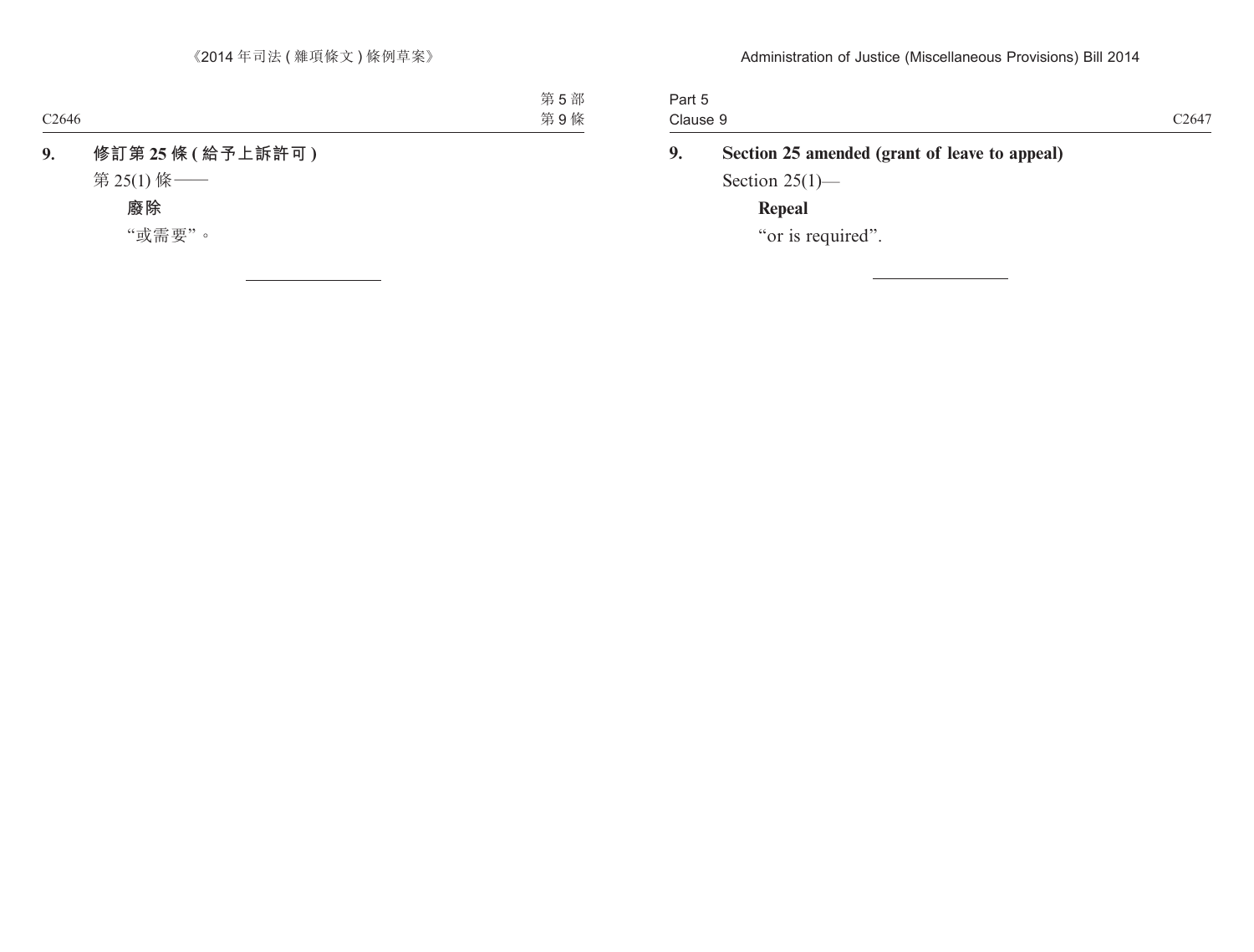**9. 修訂第 25 條 (給予上訴許可)**

第 25(1) 條——

**廢除**

“或需要”。

**9. Section 25 amended (grant of leave to appeal)**

Section 25(1)—

**Repeal**

“or is required”.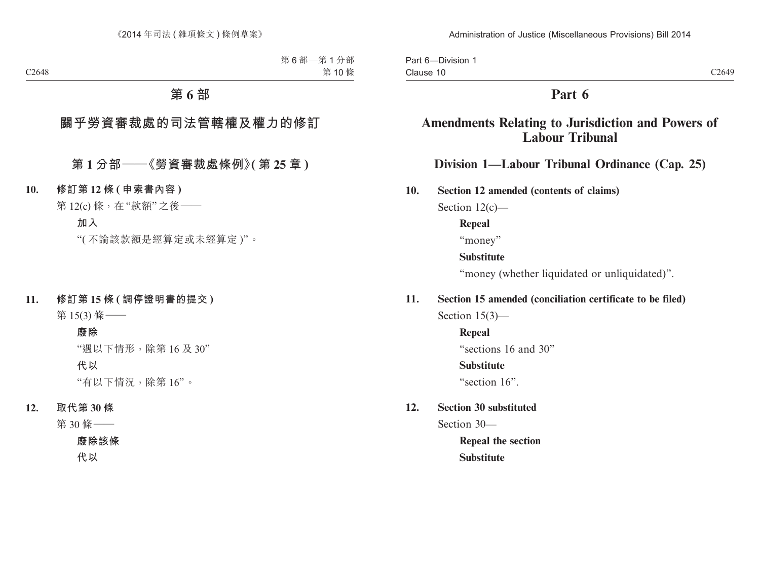# 第 6 部

## 關乎勞資審裁處的司法管轄權及權力的修訂

### 第 1 分部——《勞資審裁處條例》(第 25 章)

**10. 修訂第 12 條 (申索書內容)**

第 12(c) 條，在“款額”之後——

**加入**

“(不論該款額是經算定或未經算定)”。

**11. 修訂第 15 條 (調停證明書的提交)**

第 15(3) 條——

**廢除**

“遇以下情形，除第 16 及 30”

**代以**

“有以下情況，除第 16”。

**12. 取代第 30 條**

第 30 條——

**廢除該條**

**代以**

# Part 6

## Amendments Relating to Jurisdiction and Powers of Labour Tribunal

### Division 1—Labour Tribunal Ordinance (Cap. 25)

**10. Section 12 amended (contents of claims)**

Section 12(c)—

**Repeal**

“money”

**Substitute**

“money (whether liquidated or unliquidated)”.

**11. Section 15 amended (conciliation certificate to be filed)**

Section 15(3)—

**Repeal**

“sections 16 and 30”

**Substitute**

“section 16”.

**12. Section 30 substituted**

Section 30—

**Repeal the section**

**Substitute**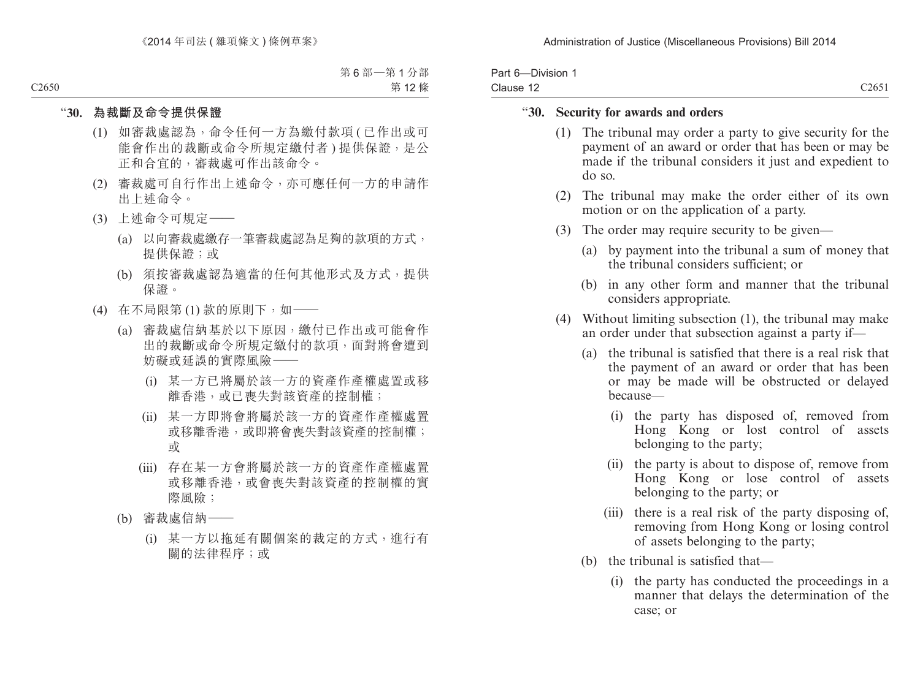"**30. 為裁斷及命令提供保證**

(1) 如審裁處認為，命令任何一方為繳付款項 (已作出或可能會作出的裁斷或命令所規定繳付者) 提供保證，是公正和合宜的，審裁處可作出該命令。

(2) 審裁處可自行作出上述命令，亦可應任何一方的申請作出上述命令。

(3) 上述命令可規定——

(a) 以向審裁處繳存一筆審裁處認為足夠的款項的方式，提供保證；或

(b) 須按審裁處認為適當的任何其他形式及方式，提供保證。

(4) 在不局限第 (1) 款的原則下，如——

(a) 審裁處信納基於以下原因，繳付已作出或可能會作出的裁斷或命令所規定繳付的款項，面對將會遭到妨礙或延誤的實際風險——

(i) 某一方已將屬於該一方的資產作產權處置或移離香港，或已喪失對該資產的控制權；

(ii) 某一方即將會將屬於該一方的資產作產權處置或移離香港，或即將會喪失對該資產的控制權；或

(iii) 存在某一方會將屬於該一方的資產作產權處置或移離香港，或會喪失對該資產的控制權的實際風險；

(b) 審裁處信納——

(i) 某一方以拖延有關個案的裁定的方式，進行有關的法律程序；或

"**30. Security for awards and orders**

(1) The tribunal may order a party to give security for the payment of an award or order that has been or may be made if the tribunal considers it just and expedient to do so.

(2) The tribunal may make the order either of its own motion or on the application of a party.

(3) The order may require security to be given—

(a) by payment into the tribunal a sum of money that the tribunal considers sufficient; or

(b) in any other form and manner that the tribunal considers appropriate.

(4) Without limiting subsection (1), the tribunal may make an order under that subsection against a party if—

(a) the tribunal is satisfied that there is a real risk that the payment of an award or order that has been or may be made will be obstructed or delayed because—

(i) the party has disposed of, removed from Hong Kong or lost control of assets belonging to the party;

(ii) the party is about to dispose of, remove from Hong Kong or lose control of assets belonging to the party; or

(iii) there is a real risk of the party disposing of, removing from Hong Kong or losing control of assets belonging to the party;

(b) the tribunal is satisfied that—

(i) the party has conducted the proceedings in a manner that delays the determination of the case; or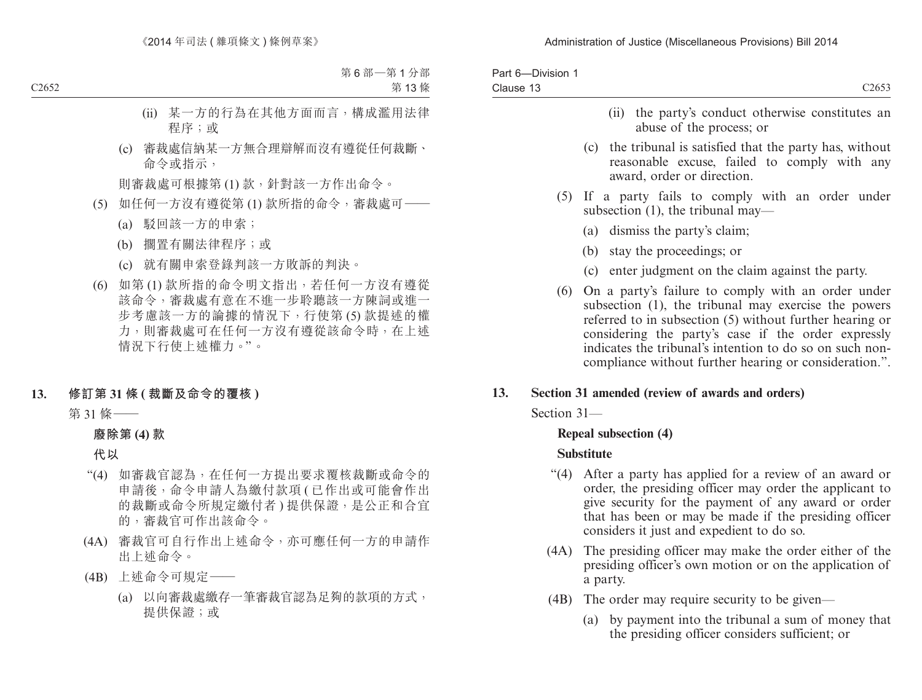(ii) 某一方的行為在其他方面而言，構成濫用法律程序；或

(c) 審裁處信納某一方無合理辯解而沒有遵從任何裁斷、命令或指示，

則審裁處可根據第 (1) 款，針對該一方作出命令。

(5) 如任何一方沒有遵從第 (1) 款所指的命令，審裁處可——

(a) 駁回該一方的申索；

(b) 擱置有關法律程序；或

(c) 就有關申索登錄判該一方敗訴的判決。

(6) 如第 (1) 款所指的命令明文指出，若任何一方沒有遵從該命令，審裁處有意在不進一步聆聽該一方陳詞或進一步考慮該一方的論據的情況下，行使第 (5) 款提述的權力，則審裁處可在任何一方沒有遵從該命令時，在上述情況下行使上述權力。”。

**13. 修訂第 31 條 (裁斷及命令的覆核)**

第 31 條——

**廢除第 (4) 款**

**代以**

“(4) 如審裁官認為，在任何一方提出要求覆核裁斷或命令的申請後，命令申請人為繳付款項 (已作出或可能會作出的裁斷或命令所規定繳付者) 提供保證，是公正和合宜的，審裁官可作出該命令。

(4A) 審裁官可自行作出上述命令，亦可應任何一方的申請作出上述命令。

(4B) 上述命令可規定——

(a) 以向審裁處繳存一筆審裁官認為足夠的款項的方式，提供保證；或

(ii) the party's conduct otherwise constitutes an abuse of the process; or

(c) the tribunal is satisfied that the party has, without reasonable excuse, failed to comply with any award, order or direction.

(5) If a party fails to comply with an order under subsection (1), the tribunal may—

(a) dismiss the party's claim;

(b) stay the proceedings; or

(c) enter judgment on the claim against the party.

(6) On a party's failure to comply with an order under subsection (1), the tribunal may exercise the powers referred to in subsection (5) without further hearing or considering the party's case if the order expressly indicates the tribunal's intention to do so on such non-compliance without further hearing or consideration.".

**13. Section 31 amended (review of awards and orders)**

Section 31—

**Repeal subsection (4)**

**Substitute**

"(4) After a party has applied for a review of an award or order, the presiding officer may order the applicant to give security for the payment of any award or order that has been or may be made if the presiding officer considers it just and expedient to do so.

(4A) The presiding officer may make the order either of the presiding officer's own motion or on the application of a party.

(4B) The order may require security to be given—

(a) by payment into the tribunal a sum of money that the presiding officer considers sufficient; or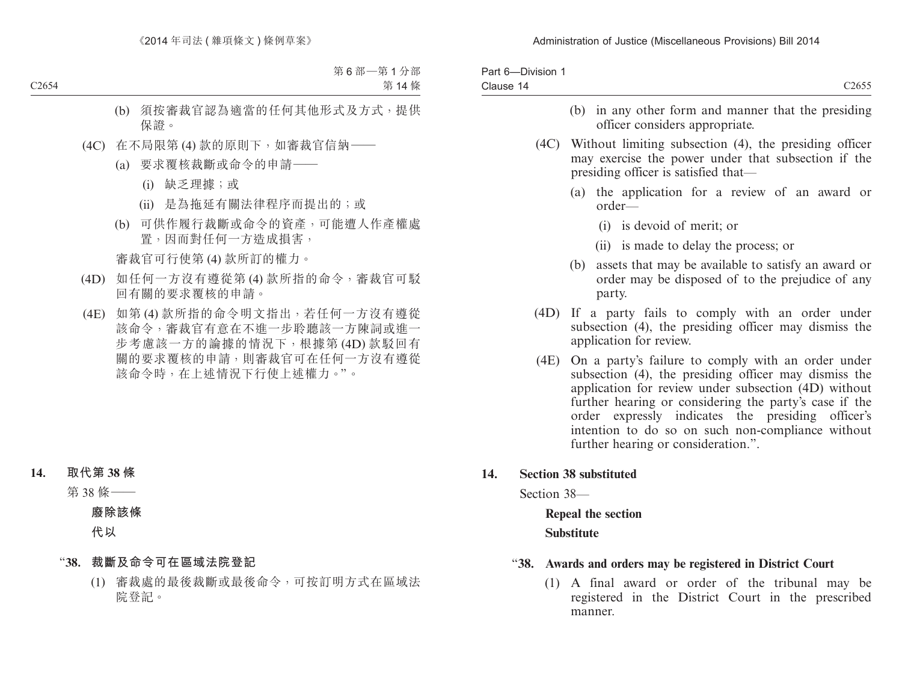(b) 須按審裁官認為適當的任何其他形式及方式，提供保證。

(4C) 在不局限第 (4) 款的原則下，如審裁官信納——

(a) 要求覆核裁斷或命令的申請——

(i) 缺乏理據；或

(ii) 是為拖延有關法律程序而提出的；或

(b) 可供作履行裁斷或命令的資產，可能遭人作產權處置，因而對任何一方造成損害，

審裁官可行使第 (4) 款所訂的權力。

(4D) 如任何一方沒有遵從第 (4) 款所指的命令，審裁官可駁回有關的要求覆核的申請。

(4E) 如第 (4) 款所指的命令明文指出，若任何一方沒有遵從該命令，審裁官有意在不進一步聆聽該一方陳詞或進一步考慮該一方的論據的情況下，根據第 (4D) 款駁回有關的要求覆核的申請，則審裁官可在任何一方沒有遵從該命令時，在上述情況下行使上述權力。”。

**14. 取代第 38 條**

第 38 條——

**廢除該條**

**代以**

“**38. 裁斷及命令可在區域法院登記**

(1) 審裁處的最後裁斷或最後命令，可按訂明方式在區域法院登記。

(b) in any other form and manner that the presiding officer considers appropriate.

(4C) Without limiting subsection (4), the presiding officer may exercise the power under that subsection if the presiding officer is satisfied that—

(a) the application for a review of an award or order—

(i) is devoid of merit; or

(ii) is made to delay the process; or

(b) assets that may be available to satisfy an award or order may be disposed of to the prejudice of any party.

(4D) If a party fails to comply with an order under subsection (4), the presiding officer may dismiss the application for review.

(4E) On a party's failure to comply with an order under subsection (4), the presiding officer may dismiss the application for review under subsection (4D) without further hearing or considering the party's case if the order expressly indicates the presiding officer's intention to do so on such non-compliance without further hearing or consideration.”.

**14. Section 38 substituted**

Section 38—

**Repeal the section**

**Substitute**

“**38. Awards and orders may be registered in District Court**

(1) A final award or order of the tribunal may be registered in the District Court in the prescribed manner.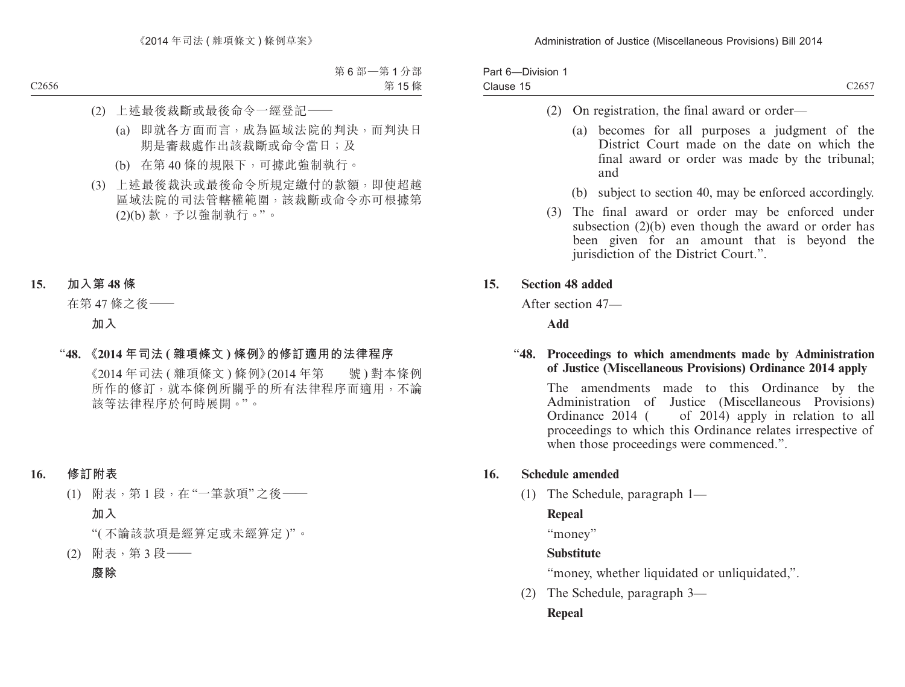(2) 上述最後裁斷或最後命令一經登記——

(a) 即就各方面而言，成為區域法院的判決，而判決日期是審裁處作出該裁斷或命令當日；及

(b) 在第 40 條的規限下，可據此強制執行。

(3) 上述最後裁決或最後命令所規定繳付的款額，即使超越區域法院的司法管轄權範圍，該裁斷或命令亦可根據第 (2)(b) 款，予以強制執行。”。

## 15. 加入第 48 條

在第 47 條之後——

**加入**

### “48. 《2014 年司法 (雜項條文) 條例》的修訂適用的法律程序

《2014 年司法 (雜項條文) 條例》(2014 年第　　號) 對本條例所作的修訂，就本條例所關乎的所有法律程序而適用，不論該等法律程序於何時展開。”。

## 16. 修訂附表

(1) 附表，第 1 段，在 “一筆款項” 之後——

**加入**

“( 不論該款項是經算定或未經算定 )”。

(2) 附表，第 3 段——

**廢除**

(2) On registration, the final award or order—

(a) becomes for all purposes a judgment of the District Court made on the date on which the final award or order was made by the tribunal; and

(b) subject to section 40, may be enforced accordingly.

(3) The final award or order may be enforced under subsection (2)(b) even though the award or order has been given for an amount that is beyond the jurisdiction of the District Court.”.

## 15. Section 48 added

After section 47—

**Add**

### “48. Proceedings to which amendments made by Administration of Justice (Miscellaneous Provisions) Ordinance 2014 apply

The amendments made to this Ordinance by the Administration of Justice (Miscellaneous Provisions) Ordinance 2014 (　　of 2014) apply in relation to all proceedings to which this Ordinance relates irrespective of when those proceedings were commenced.”.

## 16. Schedule amended

(1) The Schedule, paragraph 1—

**Repeal**

“money”

**Substitute**

“money, whether liquidated or unliquidated,”.

(2) The Schedule, paragraph 3—

**Repeal**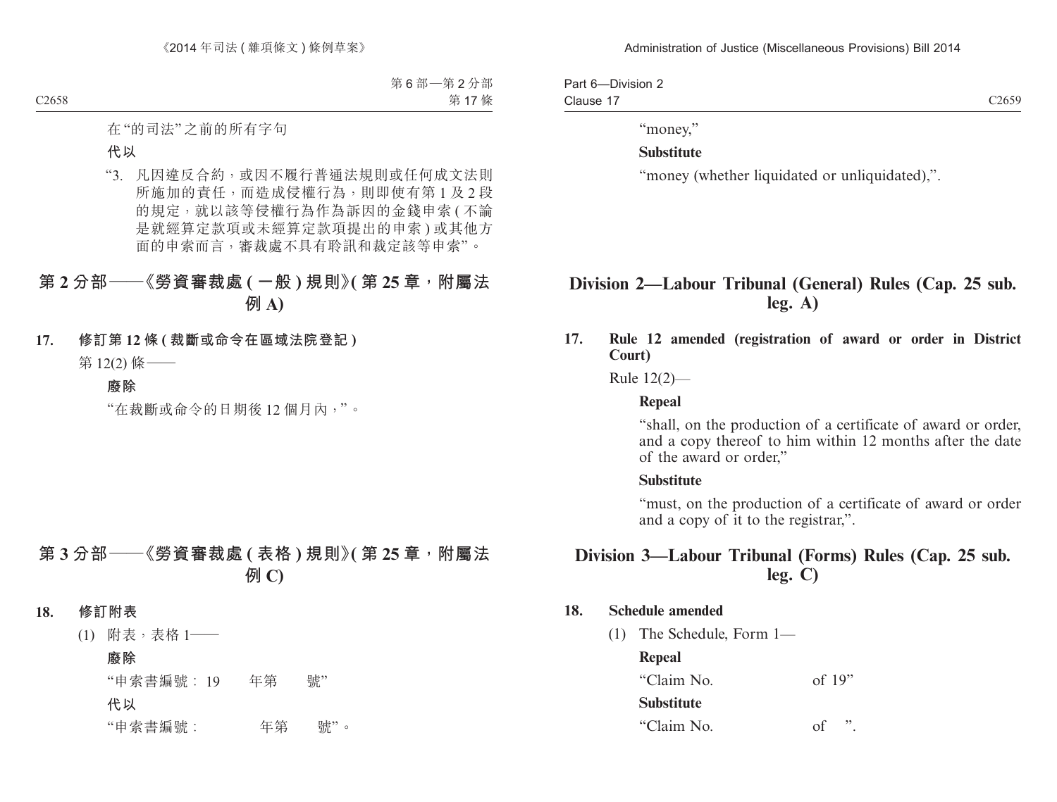在“的司法”之前的所有字句

**代以**

“3. 凡因違反合約，或因不履行普通法規則或任何成文法則所施加的責任，而造成侵權行為，則即使有第 1 及 2 段的規定，就以該等侵權行為作為訴因的金錢申索 ( 不論是就經算定款項或未經算定款項提出的申索 ) 或其他方面的申索而言，審裁處不具有聆訊和裁定該等申索”。

## 第 2 分部——《勞資審裁處 ( 一般 ) 規則》( 第 25 章，附屬法例 A)

**17. 修訂第 12 條 ( 裁斷或命令在區域法院登記 )**

第 12(2) 條——

**廢除**

“在裁斷或命令的日期後 12 個月內，”。

## 第 3 分部——《勞資審裁處 ( 表格 ) 規則》( 第 25 章，附屬法例 C)

**18. 修訂附表**

(1) 附表，表格 1——

**廢除**

“申索書編號：19　　年第　　號”

**代以**

“申索書編號：　　　　年第　　號”。

“money,”

**Substitute**

“money (whether liquidated or unliquidated),”.

## Division 2—Labour Tribunal (General) Rules (Cap. 25 sub. leg. A)

**17. Rule 12 amended (registration of award or order in District Court)**

Rule 12(2)—

**Repeal**

“shall, on the production of a certificate of award or order, and a copy thereof to him within 12 months after the date of the award or order,”

**Substitute**

“must, on the production of a certificate of award or order and a copy of it to the registrar,”.

## Division 3—Labour Tribunal (Forms) Rules (Cap. 25 sub. leg. C)

**18. Schedule amended**

(1) The Schedule, Form 1—

**Repeal**

“Claim No.　　　　　of 19”

**Substitute**

“Claim No.　　　　　of　”.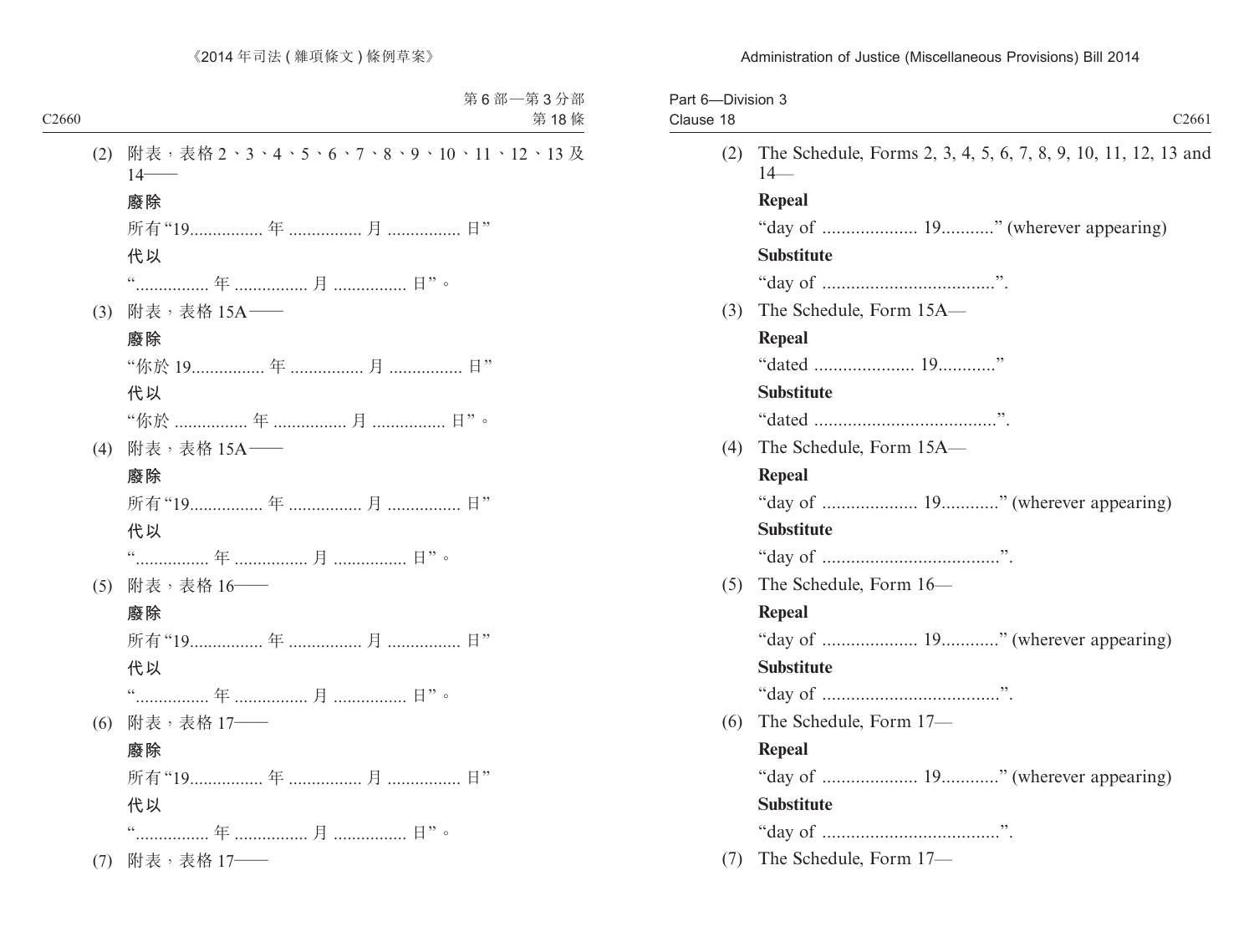第6部—第3分部
第18條

(2) 附表，表格2、3、4、5、6、7、8、9、10、11、12、13及14——

**廢除**

所有“19................ 年 ................ 月 ................ 日”

**代以**

“................ 年 ................ 月 ................ 日”。

(3) 附表，表格15A——

**廢除**

“你於 19................ 年 ................ 月 ................ 日”

**代以**

“你於 ................ 年 ................ 月 ................ 日”。

(4) 附表，表格15A——

**廢除**

所有“19................ 年 ................ 月 ................ 日”

**代以**

“................ 年 ................ 月 ................ 日”。

(5) 附表，表格16——

**廢除**

所有“19................ 年 ................ 月 ................ 日”

**代以**

“................ 年 ................ 月 ................ 日”。

(6) 附表，表格17——

**廢除**

所有“19................ 年 ................ 月 ................ 日”

**代以**

“................ 年 ................ 月 ................ 日”。

(7) 附表，表格17——

Part 6—Division 3
Clause 18

(2) The Schedule, Forms 2, 3, 4, 5, 6, 7, 8, 9, 10, 11, 12, 13 and 14—

**Repeal**

“day of .................... 19...........” (wherever appearing)

**Substitute**

“day of ....................................”.

(3) The Schedule, Form 15A—

**Repeal**

“dated ..................... 19............”

**Substitute**

“dated ......................................”.

(4) The Schedule, Form 15A—

**Repeal**

“day of .................... 19............” (wherever appearing)

**Substitute**

“day of .....................................”.

(5) The Schedule, Form 16—

**Repeal**

“day of .................... 19............” (wherever appearing)

**Substitute**

“day of .....................................”.

(6) The Schedule, Form 17—

**Repeal**

“day of .................... 19............” (wherever appearing)

**Substitute**

“day of .....................................”.

(7) The Schedule, Form 17—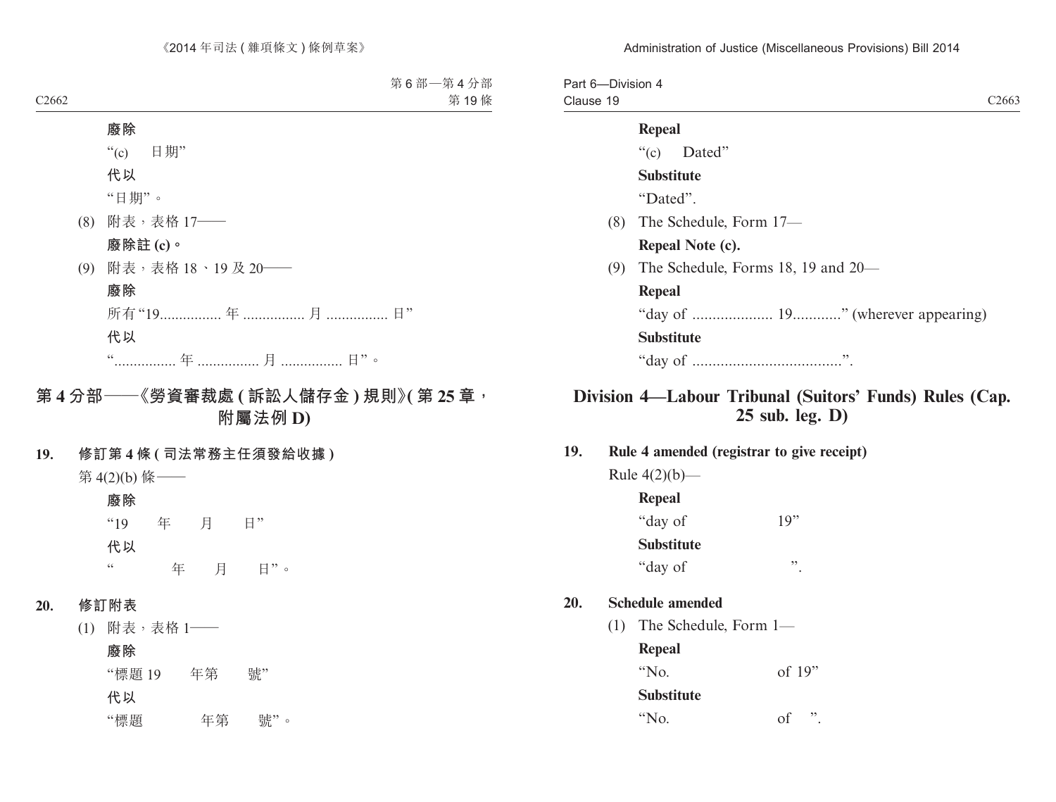**廢除**

"(c) 日期"

**代以**

"日期"。

(8) 附表，表格 17——

**廢除註 (c)。**

(9) 附表，表格 18、19 及 20——

**廢除**

所有"19................ 年 ................ 月 ................ 日"

**代以**

"................ 年 ................ 月 ................ 日"。

## 第 4 分部——《勞資審裁處 (訴訟人儲存金) 規則》(第 25 章，附屬法例 D)

**19. 修訂第 4 條 (司法常務主任須發給收據)**

第 4(2)(b) 條——

**廢除**

"19 年 月 日"

**代以**

" 年 月 日"。

**20. 修訂附表**

(1) 附表，表格 1——

**廢除**

"標題 19 年第 號"

**代以**

"標題 年第 號"。

**Repeal**

"(c) Dated"

**Substitute**

"Dated".

(8) The Schedule, Form 17—

**Repeal Note (c).**

(9) The Schedule, Forms 18, 19 and 20—

**Repeal**

"day of .................... 19............" (wherever appearing)

**Substitute**

"day of .....................................".

## Division 4—Labour Tribunal (Suitors' Funds) Rules (Cap. 25 sub. leg. D)

**19. Rule 4 amended (registrar to give receipt)**

Rule 4(2)(b)—

**Repeal**

"day of 19"

**Substitute**

"day of ".

**20. Schedule amended**

(1) The Schedule, Form 1—

**Repeal**

"No. of 19"

**Substitute**

"No. of ".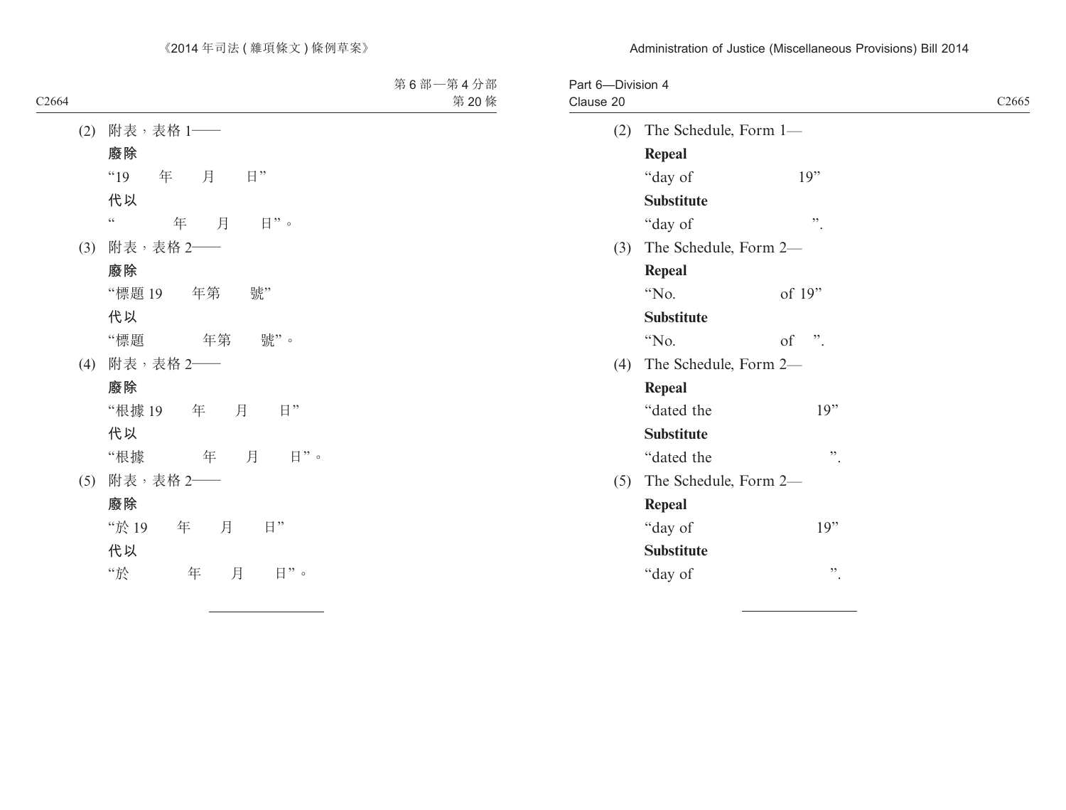(2) 附表，表格 1——

**廢除**

“19　　年　　月　　日”

**代以**

“　　　　年　　月　　日”。

(3) 附表，表格 2——

**廢除**

“標題 19　　年第　　號”

**代以**

“標題　　　　年第　　號”。

(4) 附表，表格 2——

**廢除**

“根據 19　　年　　月　　日”

**代以**

“根據　　　　年　　月　　日”。

(5) 附表，表格 2——

**廢除**

“於 19　　年　　月　　日”

**代以**

“於　　　　年　　月　　日”。

---

(2) The Schedule, Form 1—

**Repeal**

“day of　　　　　　19”

**Substitute**

“day of　　　　　　”.

(3) The Schedule, Form 2—

**Repeal**

“No.　　　　　　of 19”

**Substitute**

“No.　　　　　　of　”.

(4) The Schedule, Form 2—

**Repeal**

“dated the　　　　　　19”

**Substitute**

“dated the　　　　　　”.

(5) The Schedule, Form 2—

**Repeal**

“day of　　　　　　19”

**Substitute**

“day of　　　　　　”.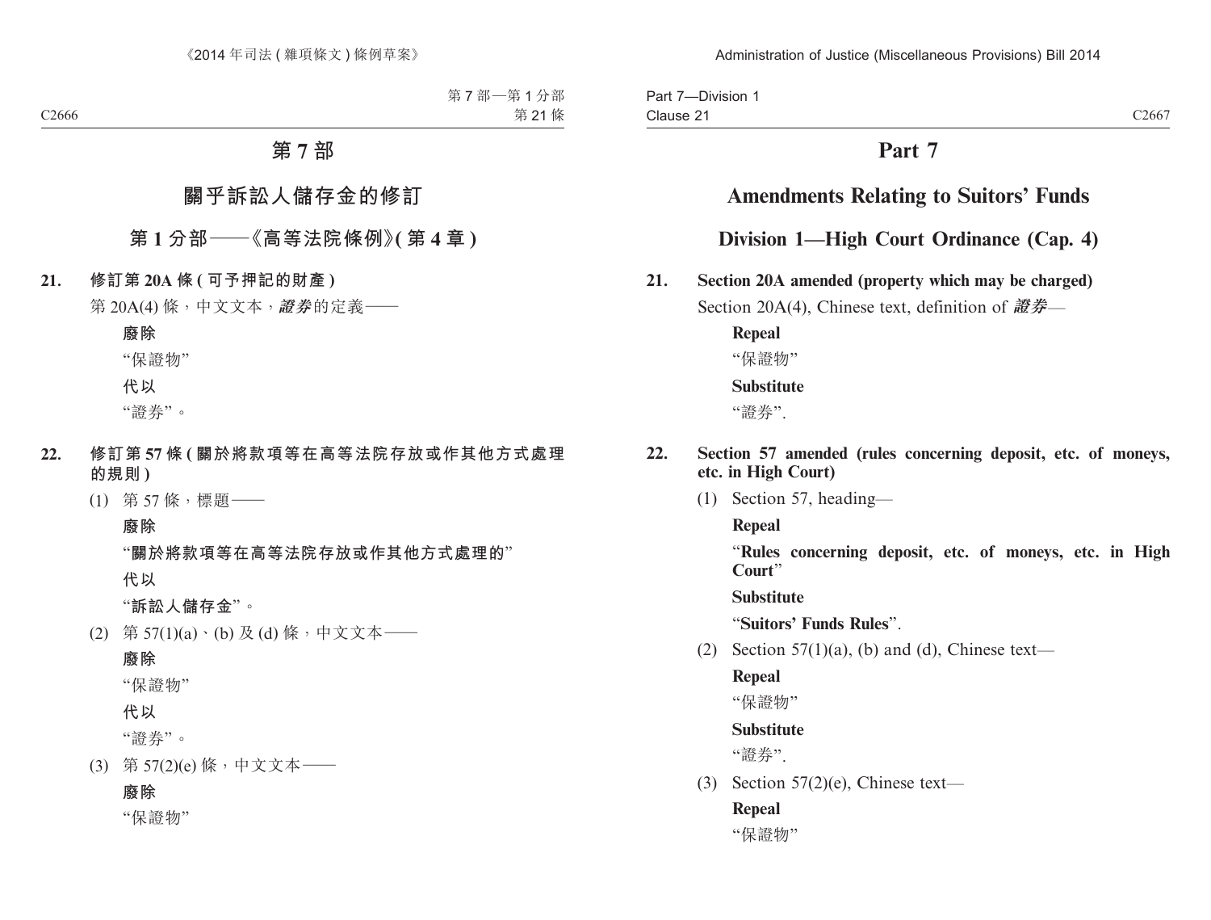# 第 7 部

## 關乎訴訟人儲存金的修訂

### 第 1 分部——《高等法院條例》(第 4 章)

**21. 修訂第 20A 條 (可予押記的財產)**

第 20A(4) 條，中文文本，***證券***的定義——

**廢除**

"保證物"

**代以**

"證券"。

**22. 修訂第 57 條 (關於將款項等在高等法院存放或作其他方式處理的規則)**

(1) 第 57 條，標題——

**廢除**

"**關於將款項等在高等法院存放或作其他方式處理的**"

**代以**

"**訴訟人儲存金**"。

(2) 第 57(1)(a)、(b) 及 (d) 條，中文文本——

**廢除**

"保證物"

**代以**

"證券"。

(3) 第 57(2)(e) 條，中文文本——

**廢除**

"保證物"

# Part 7

## Amendments Relating to Suitors' Funds

### Division 1—High Court Ordinance (Cap. 4)

**21. Section 20A amended (property which may be charged)**

Section 20A(4), Chinese text, definition of ***證券***—

**Repeal**

"保證物"

**Substitute**

"證券".

**22. Section 57 amended (rules concerning deposit, etc. of moneys, etc. in High Court)**

(1) Section 57, heading—

**Repeal**

"**Rules concerning deposit, etc. of moneys, etc. in High Court**"

**Substitute**

"**Suitors' Funds Rules**".

(2) Section 57(1)(a), (b) and (d), Chinese text—

**Repeal**

"保證物"

**Substitute**

"證券".

(3) Section 57(2)(e), Chinese text—

**Repeal**

"保證物"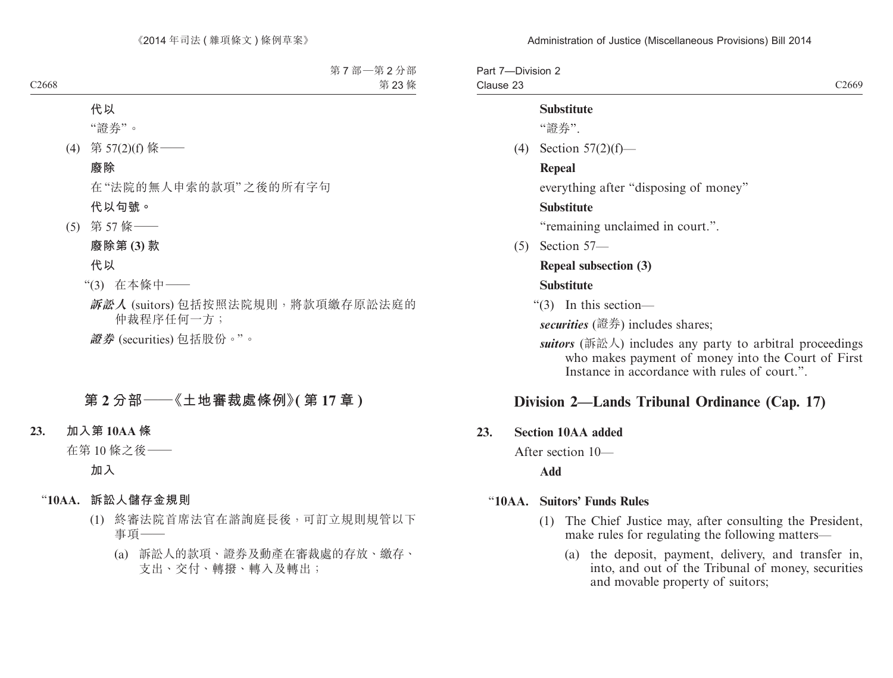**代以**

"證券"。

(4) 第 57(2)(f) 條——

**廢除**

在"法院的無人申索的款項"之後的所有字句

**代以句號。**

(5) 第 57 條——

**廢除第 (3) 款**

**代以**

"(3) 在本條中——

***訴訟人*** (suitors) 包括按照法院規則，將款項繳存原訟法庭的仲裁程序任何一方；

***證券*** (securities) 包括股份。"。

## 第 2 分部——《土地審裁處條例》(第 17 章)

**23. 加入第 10AA 條**

在第 10 條之後——

**加入**

"**10AA. 訴訟人儲存金規則**

(1) 終審法院首席法官在諮詢庭長後，可訂立規則規管以下事項——

(a) 訴訟人的款項、證券及動產在審裁處的存放、繳存、支出、交付、轉撥、轉入及轉出；

**Substitute**

"證券".

(4) Section 57(2)(f)—

**Repeal**

everything after "disposing of money"

**Substitute**

"remaining unclaimed in court.".

(5) Section 57—

**Repeal subsection (3)**

**Substitute**

"(3) In this section—

***securities*** (證券) includes shares;

***suitors*** (訴訟人) includes any party to arbitral proceedings who makes payment of money into the Court of First Instance in accordance with rules of court.".

## Division 2—Lands Tribunal Ordinance (Cap. 17)

**23. Section 10AA added**

After section 10—

**Add**

"**10AA. Suitors' Funds Rules**

(1) The Chief Justice may, after consulting the President, make rules for regulating the following matters—

(a) the deposit, payment, delivery, and transfer in, into, and out of the Tribunal of money, securities and movable property of suitors;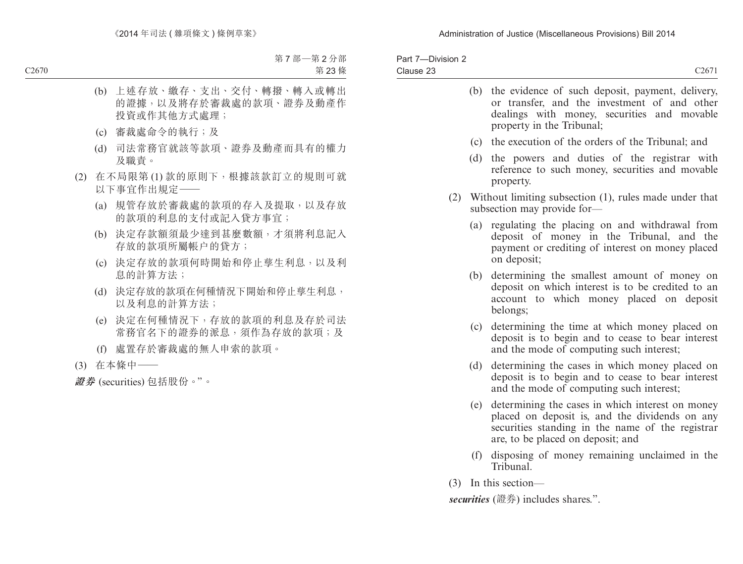(b) 上述存放、繳存、支出、交付、轉撥、轉入或轉出的證據，以及將存於審裁處的款項、證券及動產作投資或作其他方式處理；

(c) 審裁處命令的執行；及

(d) 司法常務官就該等款項、證券及動產而具有的權力及職責。

(2) 在不局限第 (1) 款的原則下，根據該款訂立的規則可就以下事宜作出規定——

(a) 規管存放於審裁處的款項的存入及提取，以及存放的款項的利息的支付或記入貸方事宜；

(b) 決定存款額須最少達到甚麼數額，才須將利息記入存放的款項所屬帳户的貸方；

(c) 決定存放的款項何時開始和停止孳生利息，以及利息的計算方法；

(d) 決定存放的款項在何種情況下開始和停止孳生利息，以及利息的計算方法；

(e) 決定在何種情況下，存放的款項的利息及存於司法常務官名下的證券的派息，須作為存放的款項；及

(f) 處置存於審裁處的無人申索的款項。

(3) 在本條中——

***證券*** (securities) 包括股份。”。

(b) the evidence of such deposit, payment, delivery, or transfer, and the investment of and other dealings with money, securities and movable property in the Tribunal;

(c) the execution of the orders of the Tribunal; and

(d) the powers and duties of the registrar with reference to such money, securities and movable property.

(2) Without limiting subsection (1), rules made under that subsection may provide for—

(a) regulating the placing on and withdrawal from deposit of money in the Tribunal, and the payment or crediting of interest on money placed on deposit;

(b) determining the smallest amount of money on deposit on which interest is to be credited to an account to which money placed on deposit belongs;

(c) determining the time at which money placed on deposit is to begin and to cease to bear interest and the mode of computing such interest;

(d) determining the cases in which money placed on deposit is to begin and to cease to bear interest and the mode of computing such interest;

(e) determining the cases in which interest on money placed on deposit is, and the dividends on any securities standing in the name of the registrar are, to be placed on deposit; and

(f) disposing of money remaining unclaimed in the Tribunal.

(3) In this section—

***securities*** (證券) includes shares.”.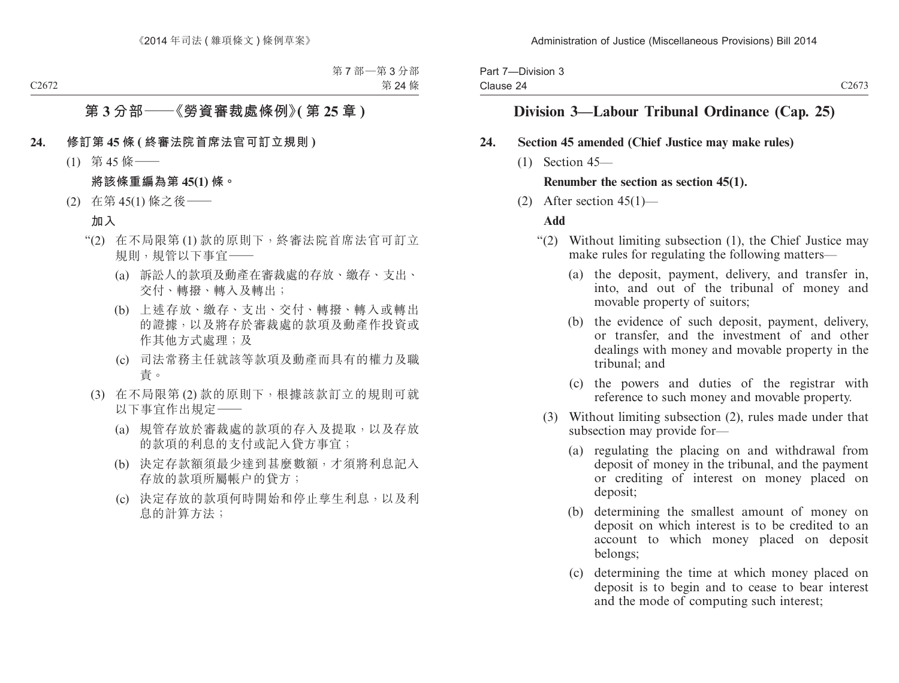## 第 3 分部——《勞資審裁處條例》(第 25 章)

**24. 修訂第 45 條 (終審法院首席法官可訂立規則)**

(1) 第 45 條——

**將該條重編為第 45(1) 條。**

(2) 在第 45(1) 條之後——

**加入**

“(2) 在不局限第 (1) 款的原則下，終審法院首席法官可訂立規則，規管以下事宜——

(a) 訴訟人的款項及動產在審裁處的存放、繳存、支出、交付、轉撥、轉入及轉出；

(b) 上述存放、繳存、支出、交付、轉撥、轉入或轉出的證據，以及將存於審裁處的款項及動產作投資或作其他方式處理；及

(c) 司法常務主任就該等款項及動產而具有的權力及職責。

(3) 在不局限第 (2) 款的原則下，根據該款訂立的規則可就以下事宜作出規定——

(a) 規管存放於審裁處的款項的存入及提取，以及存放的款項的利息的支付或記入貸方事宜；

(b) 決定存款額須最少達到甚麼數額，才須將利息記入存放的款項所屬帳户的貸方；

(c) 決定存放的款項何時開始和停止孳生利息，以及利息的計算方法；

## Division 3—Labour Tribunal Ordinance (Cap. 25)

**24. Section 45 amended (Chief Justice may make rules)**

(1) Section 45—

**Renumber the section as section 45(1).**

(2) After section 45(1)—

**Add**

“(2) Without limiting subsection (1), the Chief Justice may make rules for regulating the following matters—

(a) the deposit, payment, delivery, and transfer in, into, and out of the tribunal of money and movable property of suitors;

(b) the evidence of such deposit, payment, delivery, or transfer, and the investment of and other dealings with money and movable property in the tribunal; and

(c) the powers and duties of the registrar with reference to such money and movable property.

(3) Without limiting subsection (2), rules made under that subsection may provide for—

(a) regulating the placing on and withdrawal from deposit of money in the tribunal, and the payment or crediting of interest on money placed on deposit;

(b) determining the smallest amount of money on deposit on which interest is to be credited to an account to which money placed on deposit belongs;

(c) determining the time at which money placed on deposit is to begin and to cease to bear interest and the mode of computing such interest;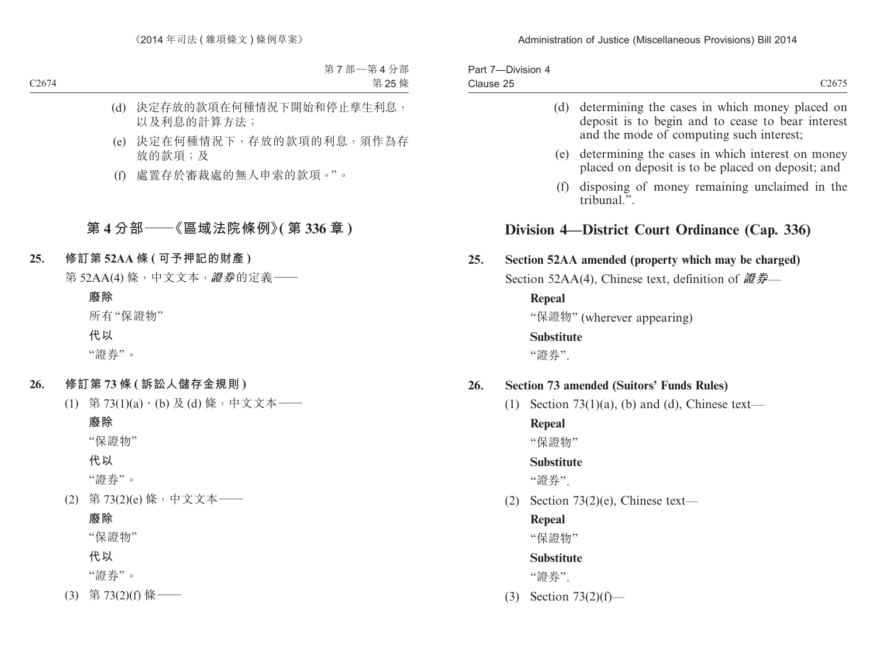(d) 決定存放的款項在何種情況下開始和停止孳生利息，以及利息的計算方法；

(e) 決定在何種情況下，存放的款項的利息，須作為存放的款項；及

(f) 處置存於審裁處的無人申索的款項。”。

## 第 4 分部——《區域法院條例》(第 336 章)

### 25. 修訂第 52AA 條 (可予押記的財產)

第 52AA(4) 條，中文文本，***證券***的定義——

**廢除**

所有“保證物”

**代以**

“證券”。

### 26. 修訂第 73 條 (訴訟人儲存金規則)

(1) 第 73(1)(a)、(b) 及 (d) 條，中文文本——

**廢除**

“保證物”

**代以**

“證券”。

(2) 第 73(2)(e) 條，中文文本——

**廢除**

“保證物”

**代以**

“證券”。

(3) 第 73(2)(f) 條——

(d) determining the cases in which money placed on deposit is to begin and to cease to bear interest and the mode of computing such interest;

(e) determining the cases in which interest on money placed on deposit is to be placed on deposit; and

(f) disposing of money remaining unclaimed in the tribunal.”.

## Division 4—District Court Ordinance (Cap. 336)

### 25. Section 52AA amended (property which may be charged)

Section 52AA(4), Chinese text, definition of ***證券***—

**Repeal**

“保證物” (wherever appearing)

**Substitute**

“證券”.

### 26. Section 73 amended (Suitors’ Funds Rules)

(1) Section 73(1)(a), (b) and (d), Chinese text—

**Repeal**

“保證物”

**Substitute**

“證券”.

(2) Section 73(2)(e), Chinese text—

**Repeal**

“保證物”

**Substitute**

“證券”.

(3) Section 73(2)(f)—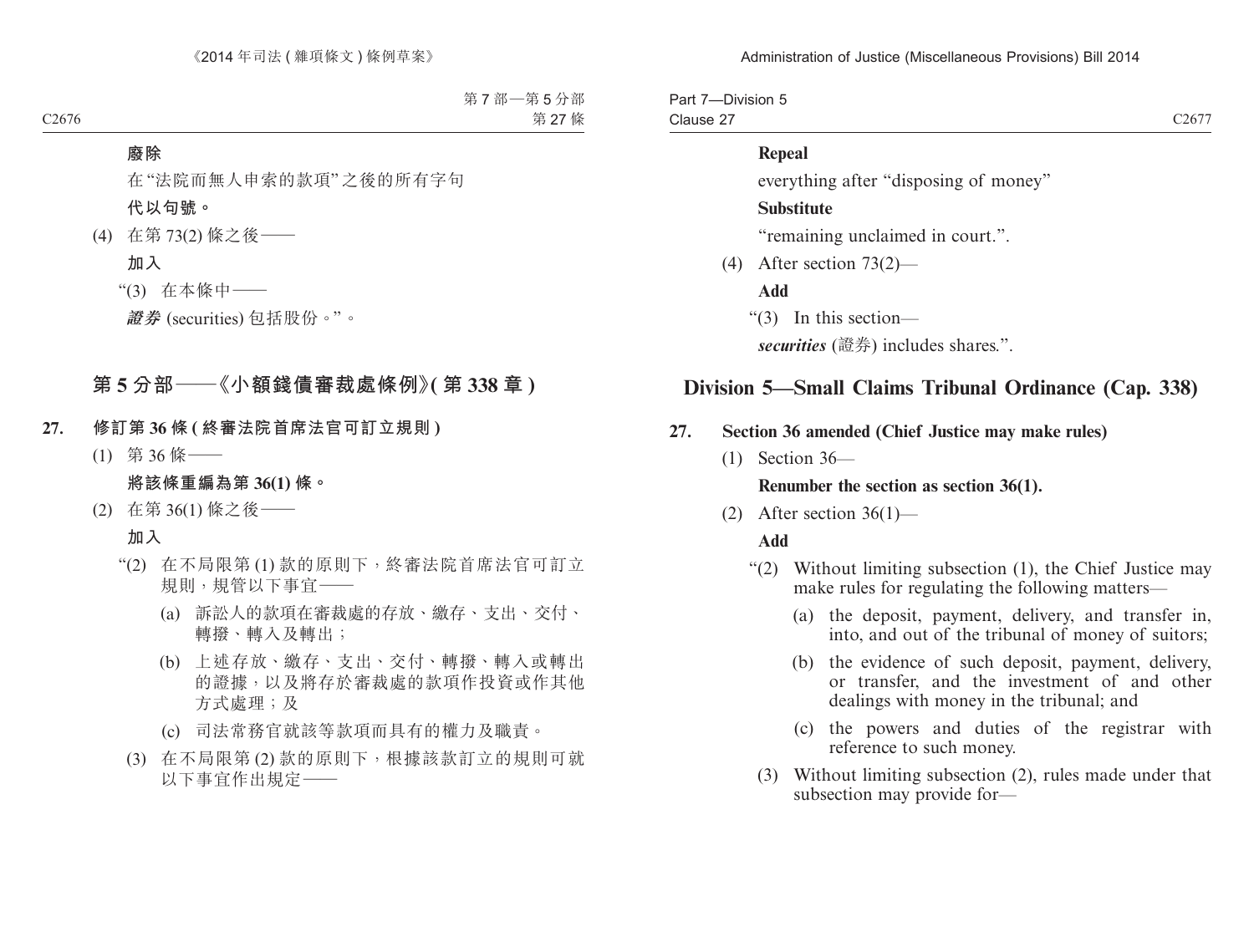**廢除**

在"法院而無人申索的款項"之後的所有字句

**代以句號。**

(4) 在第 73(2) 條之後——

**加入**

"(3) 在本條中——

***證券*** (securities) 包括股份。"。

## 第 5 分部——《小額錢債審裁處條例》(第 338 章)

**27. 修訂第 36 條 (終審法院首席法官可訂立規則)**

(1) 第 36 條——

**將該條重編為第 36(1) 條。**

(2) 在第 36(1) 條之後——

**加入**

"(2) 在不局限第 (1) 款的原則下，終審法院首席法官可訂立規則，規管以下事宜——

(a) 訴訟人的款項在審裁處的存放、繳存、支出、交付、轉撥、轉入及轉出；

(b) 上述存放、繳存、支出、交付、轉撥、轉入或轉出的證據，以及將存於審裁處的款項作投資或作其他方式處理；及

(c) 司法常務官就該等款項而具有的權力及職責。

(3) 在不局限第 (2) 款的原則下，根據該款訂立的規則可就以下事宜作出規定——

**Repeal**

everything after "disposing of money"

**Substitute**

"remaining unclaimed in court.".

(4) After section 73(2)—

**Add**

"(3) In this section—

***securities*** (證券) includes shares.".

## Division 5—Small Claims Tribunal Ordinance (Cap. 338)

**27. Section 36 amended (Chief Justice may make rules)**

(1) Section 36—

**Renumber the section as section 36(1).**

(2) After section 36(1)—

**Add**

"(2) Without limiting subsection (1), the Chief Justice may make rules for regulating the following matters—

(a) the deposit, payment, delivery, and transfer in, into, and out of the tribunal of money of suitors;

(b) the evidence of such deposit, payment, delivery, or transfer, and the investment of and other dealings with money in the tribunal; and

(c) the powers and duties of the registrar with reference to such money.

(3) Without limiting subsection (2), rules made under that subsection may provide for—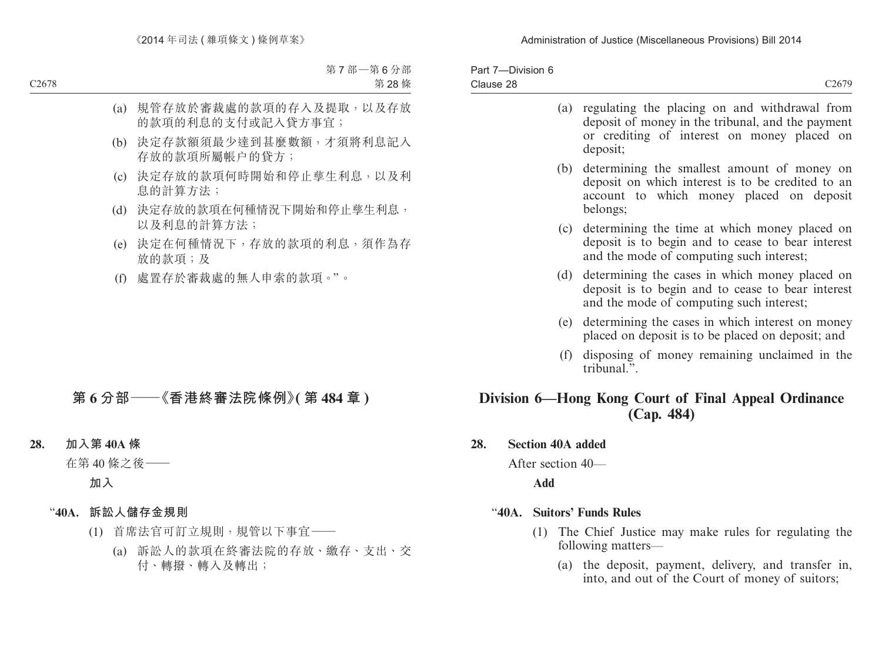(a) 規管存放於審裁處的款項的存入及提取，以及存放的款項的利息的支付或記入貸方事宜；

(b) 決定存款額須最少達到甚麼數額，才須將利息記入存放的款項所屬帳户的貸方；

(c) 決定存放的款項何時開始和停止孳生利息，以及利息的計算方法；

(d) 決定存放的款項在何種情況下開始和停止孳生利息，以及利息的計算方法；

(e) 決定在何種情況下，存放的款項的利息，須作為存放的款項；及

(f) 處置存於審裁處的無人申索的款項。”。

## 第 6 分部——《香港終審法院條例》(第 484 章)

**28. 加入第 40A 條**

在第 40 條之後——

**加入**

**“40A. 訴訟人儲存金規則**

(1) 首席法官可訂立規則，規管以下事宜——

(a) 訴訟人的款項在終審法院的存放、繳存、支出、交付、轉撥、轉入及轉出；

---

(a) regulating the placing on and withdrawal from deposit of money in the tribunal, and the payment or crediting of interest on money placed on deposit;

(b) determining the smallest amount of money on deposit on which interest is to be credited to an account to which money placed on deposit belongs;

(c) determining the time at which money placed on deposit is to begin and to cease to bear interest and the mode of computing such interest;

(d) determining the cases in which money placed on deposit is to begin and to cease to bear interest and the mode of computing such interest;

(e) determining the cases in which interest on money placed on deposit is to be placed on deposit; and

(f) disposing of money remaining unclaimed in the tribunal.”.

## Division 6—Hong Kong Court of Final Appeal Ordinance (Cap. 484)

**28. Section 40A added**

After section 40—

**Add**

**“40A. Suitors’ Funds Rules**

(1) The Chief Justice may make rules for regulating the following matters—

(a) the deposit, payment, delivery, and transfer in, into, and out of the Court of money of suitors;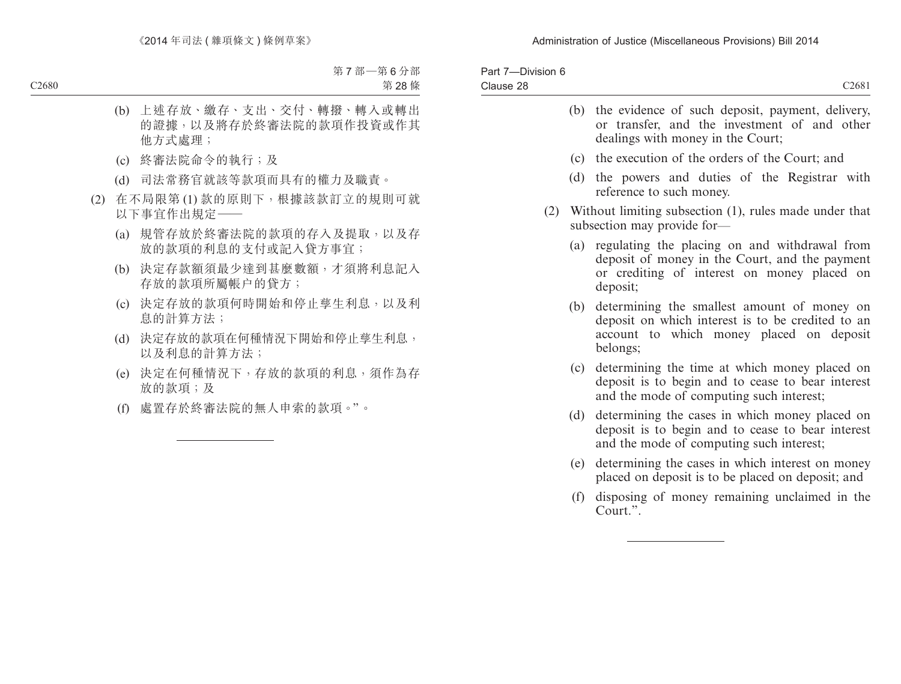(b) 上述存放、繳存、支出、交付、轉撥、轉入或轉出的證據，以及將存於終審法院的款項作投資或作其他方式處理；

(c) 終審法院命令的執行；及

(d) 司法常務官就該等款項而具有的權力及職責。

(2) 在不局限第 (1) 款的原則下，根據該款訂立的規則可就以下事宜作出規定——

(a) 規管存放於終審法院的款項的存入及提取，以及存放的款項的利息的支付或記入貸方事宜；

(b) 決定存款額須最少達到甚麼數額，才須將利息記入存放的款項所屬帳户的貸方；

(c) 決定存放的款項何時開始和停止孳生利息，以及利息的計算方法；

(d) 決定存放的款項在何種情況下開始和停止孳生利息，以及利息的計算方法；

(e) 決定在何種情況下，存放的款項的利息，須作為存放的款項；及

(f) 處置存於終審法院的無人申索的款項。”。

---

(b) the evidence of such deposit, payment, delivery, or transfer, and the investment of and other dealings with money in the Court;

(c) the execution of the orders of the Court; and

(d) the powers and duties of the Registrar with reference to such money.

(2) Without limiting subsection (1), rules made under that subsection may provide for—

(a) regulating the placing on and withdrawal from deposit of money in the Court, and the payment or crediting of interest on money placed on deposit;

(b) determining the smallest amount of money on deposit on which interest is to be credited to an account to which money placed on deposit belongs;

(c) determining the time at which money placed on deposit is to begin and to cease to bear interest and the mode of computing such interest;

(d) determining the cases in which money placed on deposit is to begin and to cease to bear interest and the mode of computing such interest;

(e) determining the cases in which interest on money placed on deposit is to be placed on deposit; and

(f) disposing of money remaining unclaimed in the Court.”.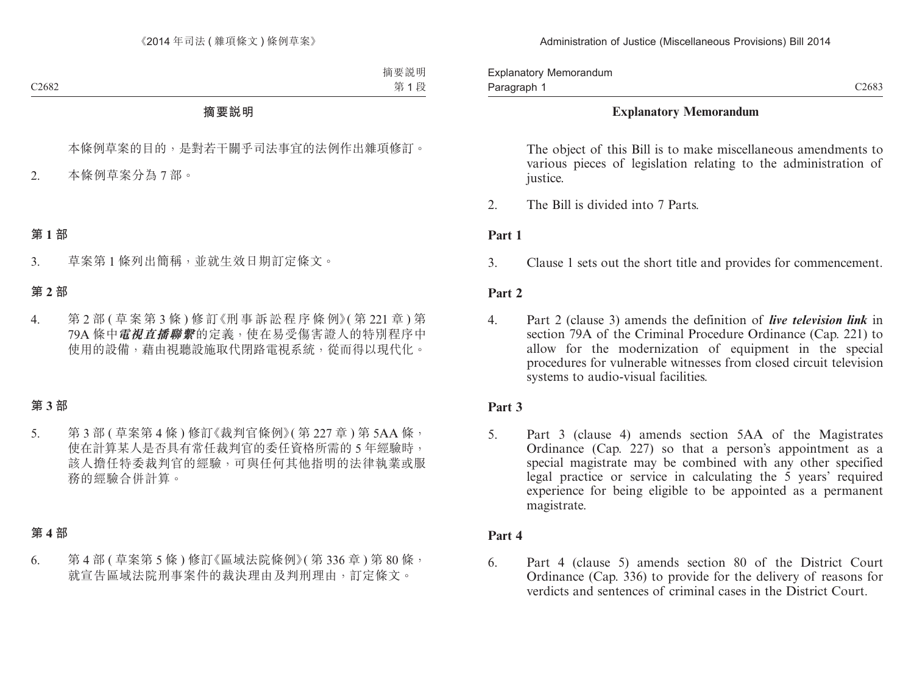## 摘要說明

本條例草案的目的，是對若干關乎司法事宜的法例作出雜項修訂。

2. 本條例草案分為 7 部。

### 第 1 部

3. 草案第 1 條列出簡稱，並就生效日期訂定條文。

### 第 2 部

4. 第 2 部 ( 草案第 3 條 ) 修訂《刑事訴訟程序條例》( 第 221 章 ) 第 79A 條中***電視直播聯繫***的定義，使在易受傷害證人的特別程序中使用的設備，藉由視聽設施取代閉路電視系統，從而得以現代化。

### 第 3 部

5. 第 3 部 ( 草案第 4 條 ) 修訂《裁判官條例》( 第 227 章 ) 第 5AA 條，使在計算某人是否具有常任裁判官的委任資格所需的 5 年經驗時，該人擔任特委裁判官的經驗，可與任何其他指明的法律執業或服務的經驗合併計算。

### 第 4 部

6. 第 4 部 ( 草案第 5 條 ) 修訂《區域法院條例》( 第 336 章 ) 第 80 條，就宣告區域法院刑事案件的裁決理由及判刑理由，訂定條文。

## Explanatory Memorandum

The object of this Bill is to make miscellaneous amendments to various pieces of legislation relating to the administration of justice.

2. The Bill is divided into 7 Parts.

### Part 1

3. Clause 1 sets out the short title and provides for commencement.

### Part 2

4. Part 2 (clause 3) amends the definition of ***live television link*** in section 79A of the Criminal Procedure Ordinance (Cap. 221) to allow for the modernization of equipment in the special procedures for vulnerable witnesses from closed circuit television systems to audio-visual facilities.

### Part 3

5. Part 3 (clause 4) amends section 5AA of the Magistrates Ordinance (Cap. 227) so that a person's appointment as a special magistrate may be combined with any other specified legal practice or service in calculating the 5 years' required experience for being eligible to be appointed as a permanent magistrate.

### Part 4

6. Part 4 (clause 5) amends section 80 of the District Court Ordinance (Cap. 336) to provide for the delivery of reasons for verdicts and sentences of criminal cases in the District Court.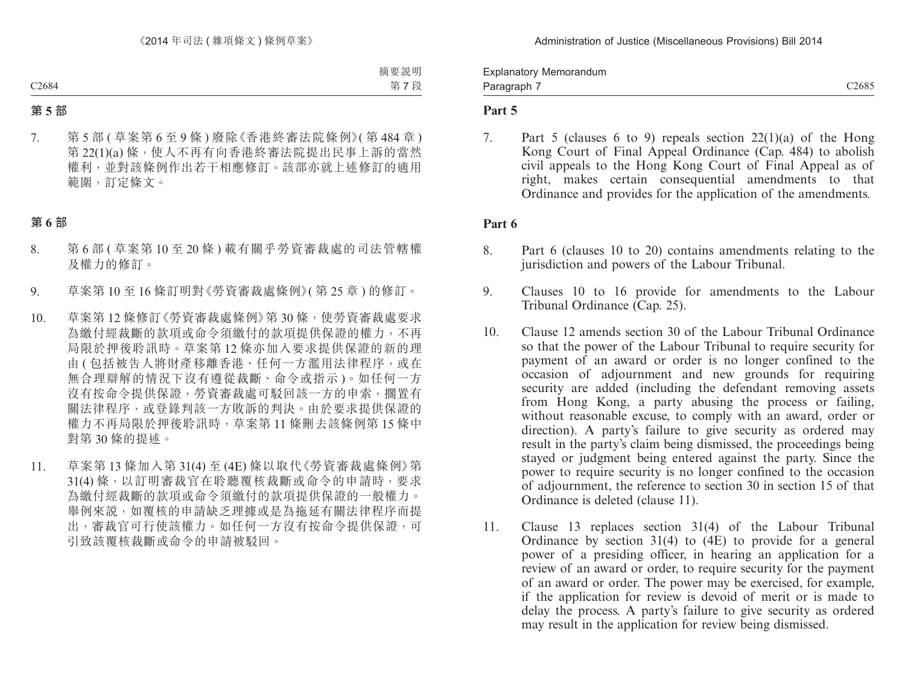## 第 5 部

7. 第 5 部 ( 草案第 6 至 9 條 ) 廢除《香港終審法院條例》( 第 484 章 ) 第 22(1)(a) 條，使人不再再有向香港終審法院提出民事上訴的當然權利，並對該條例作出若干相應修訂。該部亦就上述修訂的適用範圍，訂定條文。

## 第 6 部

8. 第 6 部 ( 草案第 10 至 20 條 ) 載有關乎勞資審裁處的司法管轄權及權力的修訂。

9. 草案第 10 至 16 條訂明對《勞資審裁處條例》( 第 25 章 ) 的修訂。

10. 草案第 12 條修訂《勞資審裁處條例》第 30 條，使勞資審裁處要求為繳付經裁斷的款項或命令須繳付的款項提供保證的權力，不再局限於押後聆訊時。草案第 12 條亦加入要求提供保證的新的理由 ( 包括被告人將財產移離香港、任何一方濫用法律程序，或在無合理辯解的情況下沒有遵從裁斷、命令或指示 )。如任何一方沒有按命令提供保證，勞資審裁處可駁回該一方的申索，擱置有關法律程序，或登錄判該一方敗訴的判決。由於要求提供保證的權力不再局限於押後聆訊時，草案第 11 條刪去該條例第 15 條中對第 30 條的提述。

11. 草案第 13 條加入第 31(4) 至 (4E) 條以取代《勞資審裁處條例》第 31(4) 條，以訂明審裁官在聆聽覆核裁斷或命令的申請時，要求為繳付經裁斷的款項或命令須繳付的款項提供保證的一般權力。舉例來說，如覆核的申請缺乏理據或是為拖延有關法律程序而提出，審裁官可行使該權力。如任何一方沒有按命令提供保證，可引致該覆核裁斷或命令的申請被駁回。

## Part 5

7. Part 5 (clauses 6 to 9) repeals section 22(1)(a) of the Hong Kong Court of Final Appeal Ordinance (Cap. 484) to abolish civil appeals to the Hong Kong Court of Final Appeal as of right, makes certain consequential amendments to that Ordinance and provides for the application of the amendments.

## Part 6

8. Part 6 (clauses 10 to 20) contains amendments relating to the jurisdiction and powers of the Labour Tribunal.

9. Clauses 10 to 16 provide for amendments to the Labour Tribunal Ordinance (Cap. 25).

10. Clause 12 amends section 30 of the Labour Tribunal Ordinance so that the power of the Labour Tribunal to require security for payment of an award or order is no longer confined to the occasion of adjournment and new grounds for requiring security are added (including the defendant removing assets from Hong Kong, a party abusing the process or failing, without reasonable excuse, to comply with an award, order or direction). A party's failure to give security as ordered may result in the party's claim being dismissed, the proceedings being stayed or judgment being entered against the party. Since the power to require security is no longer confined to the occasion of adjournment, the reference to section 30 in section 15 of that Ordinance is deleted (clause 11).

11. Clause 13 replaces section 31(4) of the Labour Tribunal Ordinance by section 31(4) to (4E) to provide for a general power of a presiding officer, in hearing an application for a review of an award or order, to require security for the payment of an award or order. The power may be exercised, for example, if the application for review is devoid of merit or is made to delay the process. A party's failure to give security as ordered may result in the application for review being dismissed.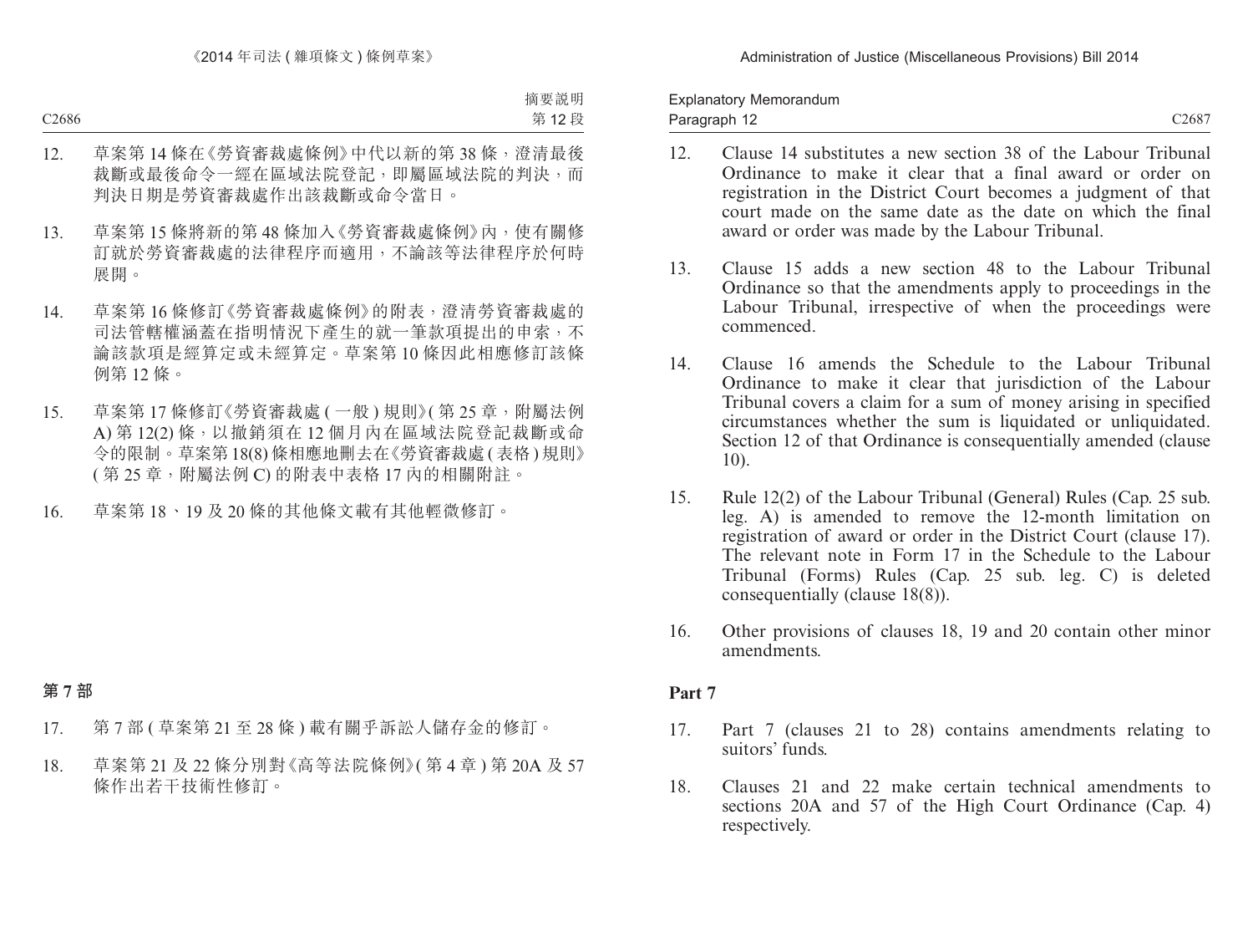12. 草案第 14 條在《勞資審裁處條例》中代以新的第 38 條，澄清最後裁斷或最後命令一經在區域法院登記，即屬區域法院的判決，而判決日期是勞資審裁處作出該裁斷或命令當日。

13. 草案第 15 條將新的第 48 條加入《勞資審裁處條例》內，使有關修訂就於勞資審裁處的法律程序而適用，不論該等法律程序於何時展開。

14. 草案第 16 條修訂《勞資審裁處條例》的附表，澄清勞資審裁處的司法管轄權涵蓋在指明情況下產生的就一筆款項提出的申索，不論該款項是經算定或未經算定。草案第 10 條因此相應修訂該條例第 12 條。

15. 草案第 17 條修訂《勞資審裁處 ( 一般 ) 規則》( 第 25 章，附屬法例 A) 第 12(2) 條，以撤銷須在 12 個月內在區域法院登記裁斷或命令的限制。草案第 18(8) 條相應地刪去在《勞資審裁處 ( 表格 ) 規則》( 第 25 章，附屬法例 C) 的附表中表格 17 內的相關附註。

16. 草案第 18、19 及 20 條的其他條文載有其他輕微修訂。

## 第 7 部

17. 第 7 部 ( 草案第 21 至 28 條 ) 載有關乎訴訟人儲存金的修訂。

18. 草案第 21 及 22 條分別對《高等法院條例》( 第 4 章 ) 第 20A 及 57 條作出若干技術性修訂。

---

12. Clause 14 substitutes a new section 38 of the Labour Tribunal Ordinance to make it clear that a final award or order on registration in the District Court becomes a judgment of that court made on the same date as the date on which the final award or order was made by the Labour Tribunal.

13. Clause 15 adds a new section 48 to the Labour Tribunal Ordinance so that the amendments apply to proceedings in the Labour Tribunal, irrespective of when the proceedings were commenced.

14. Clause 16 amends the Schedule to the Labour Tribunal Ordinance to make it clear that jurisdiction of the Labour Tribunal covers a claim for a sum of money arising in specified circumstances whether the sum is liquidated or unliquidated. Section 12 of that Ordinance is consequentially amended (clause 10).

15. Rule 12(2) of the Labour Tribunal (General) Rules (Cap. 25 sub. leg. A) is amended to remove the 12-month limitation on registration of award or order in the District Court (clause 17). The relevant note in Form 17 in the Schedule to the Labour Tribunal (Forms) Rules (Cap. 25 sub. leg. C) is deleted consequentially (clause 18(8)).

16. Other provisions of clauses 18, 19 and 20 contain other minor amendments.

## Part 7

17. Part 7 (clauses 21 to 28) contains amendments relating to suitors' funds.

18. Clauses 21 and 22 make certain technical amendments to sections 20A and 57 of the High Court Ordinance (Cap. 4) respectively.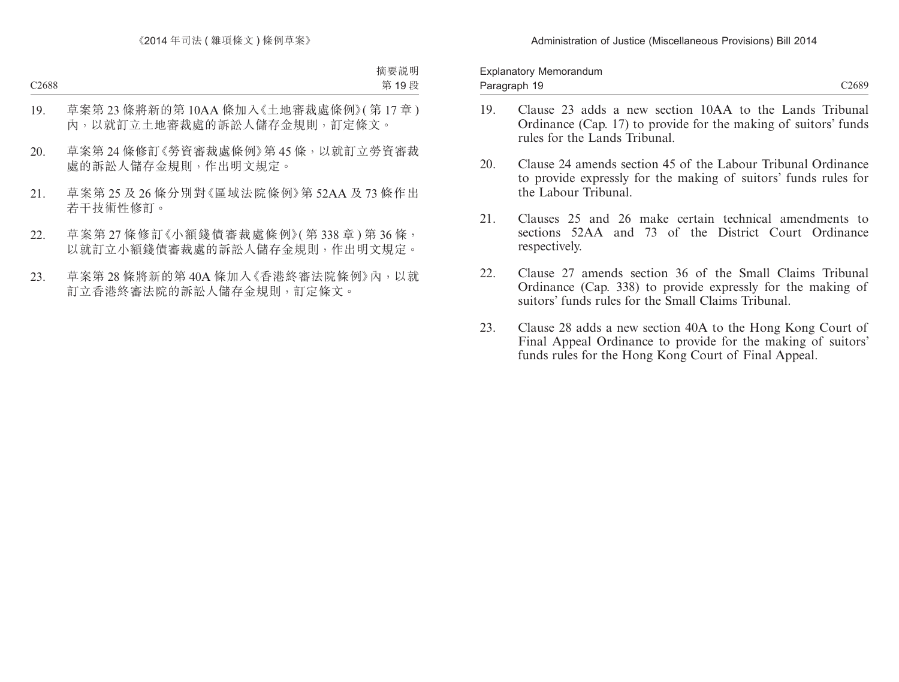19. 草案第 23 條將新的第 10AA 條加入《土地審裁處條例》(第 17 章) 內，以就訂立土地審裁處的訴訟人儲存金規則，訂定條文。

20. 草案第 24 條修訂《勞資審裁處條例》第 45 條，以就訂立勞資審裁處的訴訟人儲存金規則，作出明文規定。

21. 草案第 25 及 26 條分別對《區域法院條例》第 52AA 及 73 條作出若干技術性修訂。

22. 草案第 27 條修訂《小額錢債審裁處條例》(第 338 章) 第 36 條，以就訂立小額錢債審裁處的訴訟人儲存金規則，作出明文規定。

23. 草案第 28 條將新的第 40A 條加入《香港終審法院條例》內，以就訂立香港終審法院的訴訟人儲存金規則，訂定條文。

19. Clause 23 adds a new section 10AA to the Lands Tribunal Ordinance (Cap. 17) to provide for the making of suitors' funds rules for the Lands Tribunal.

20. Clause 24 amends section 45 of the Labour Tribunal Ordinance to provide expressly for the making of suitors' funds rules for the Labour Tribunal.

21. Clauses 25 and 26 make certain technical amendments to sections 52AA and 73 of the District Court Ordinance respectively.

22. Clause 27 amends section 36 of the Small Claims Tribunal Ordinance (Cap. 338) to provide expressly for the making of suitors' funds rules for the Small Claims Tribunal.

23. Clause 28 adds a new section 40A to the Hong Kong Court of Final Appeal Ordinance to provide for the making of suitors' funds rules for the Hong Kong Court of Final Appeal.